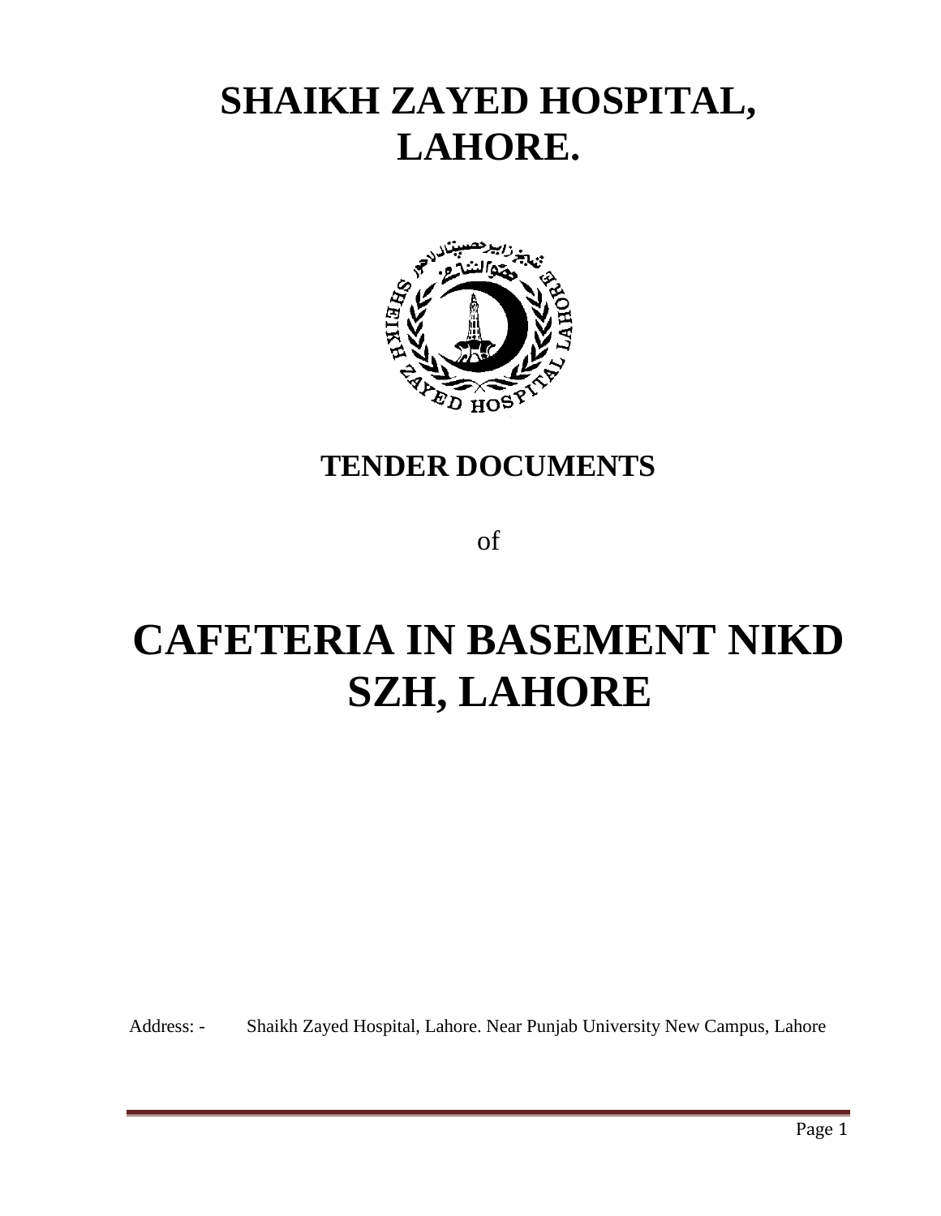# SHAIKH ZAYED HOSPITAL, LAHORE.

## TENDER DOCUMENTS

of

# CAFETERIA IN BASEMENT NIKD SZH, LAHORE

Address: - Shaikh Zayed Hospital, Lahore. Near Punjab University New Campus, Lahore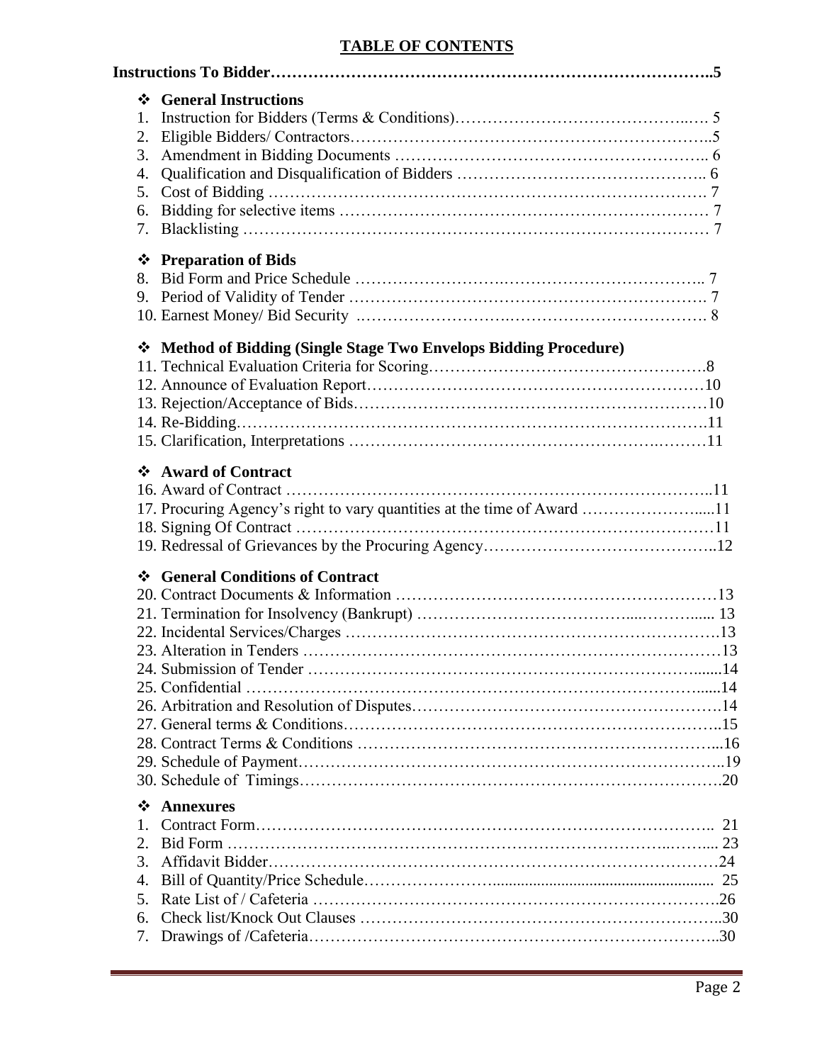## TABLE OF CONTENTS

**Instructions To Bidder……………………………………………………………………..5**

- **General Instructions**

1. Instruction for Bidders (Terms & Conditions)……………………………………..… 5
2. Eligible Bidders/ Contractors…………………………………………………………..5
3. Amendment in Bidding Documents ……………………………………………….. 6
4. Qualification and Disqualification of Bidders ……………………………………….. 6
5. Cost of Bidding ………………………………………………………………………. 7
6. Bidding for selective items …………………………………………………………… 7
7. Blacklisting …………………………………………………………………………… 7

- **Preparation of Bids**

8. Bid Form and Price Schedule ………………………….…………………………….. 7
9. Period of Validity of Tender …………………………………………………………. 7
10. Earnest Money/ Bid Security .………………………….……………………………. 8

- **Method of Bidding (Single Stage Two Envelops Bidding Procedure)**

11. Technical Evaluation Criteria for Scoring.…………………………………………….8
12. Announce of Evaluation Report……………………………………………………10
13. Rejection/Acceptance of Bids…………………………………………………………10
14. Re-Bidding…………………………………………………………………………….11
15. Clarification, Interpretations ………………………………………………….………11

- **Award of Contract**

16. Award of Contract …………………………………………………………………..11
17. Procuring Agency's right to vary quantities at the time of Award …………………....11
18. Signing Of Contract …………………………………………………………………11
19. Redressal of Grievances by the Procuring Agency……………………………………..12

- **General Conditions of Contract**

20. Contract Documents & Information …………………………………………………13
21. Termination for Insolvency (Bankrupt) ………………………………....……….…... 13
22. Incidental Services/Charges ……………………………………………………………13
23. Alteration in Tenders …………………………………………………………………13
24. Submission of Tender ……………………………………………………………......14
25. Confidential ……………………………………………………………………….......14
26. Arbitration and Resolution of Disputes…………………………………………………14
27. General terms & Conditions……………………………………………………………..15
28. Contract Terms & Conditions ………………………………………………………...16
29. Schedule of Payment…………………………………………………………………..19
30. Schedule of Timings…………………………………………………………………….20

- **Annexures**

1. Contract Form……………………………………………………………………….. 21
2. Bid Form …………………………………………………………………..……... 23
3. Affidavit Bidder………………………………………………………………………24
4. Bill of Quantity/Price Schedule………………….................................................... 25
5. Rate List of / Cafeteria ……………………………………………………………….26
6. Check list/Knock Out Clauses ………………………………………………………..30
7. Drawings of /Cafeteria………………………………………………………………..30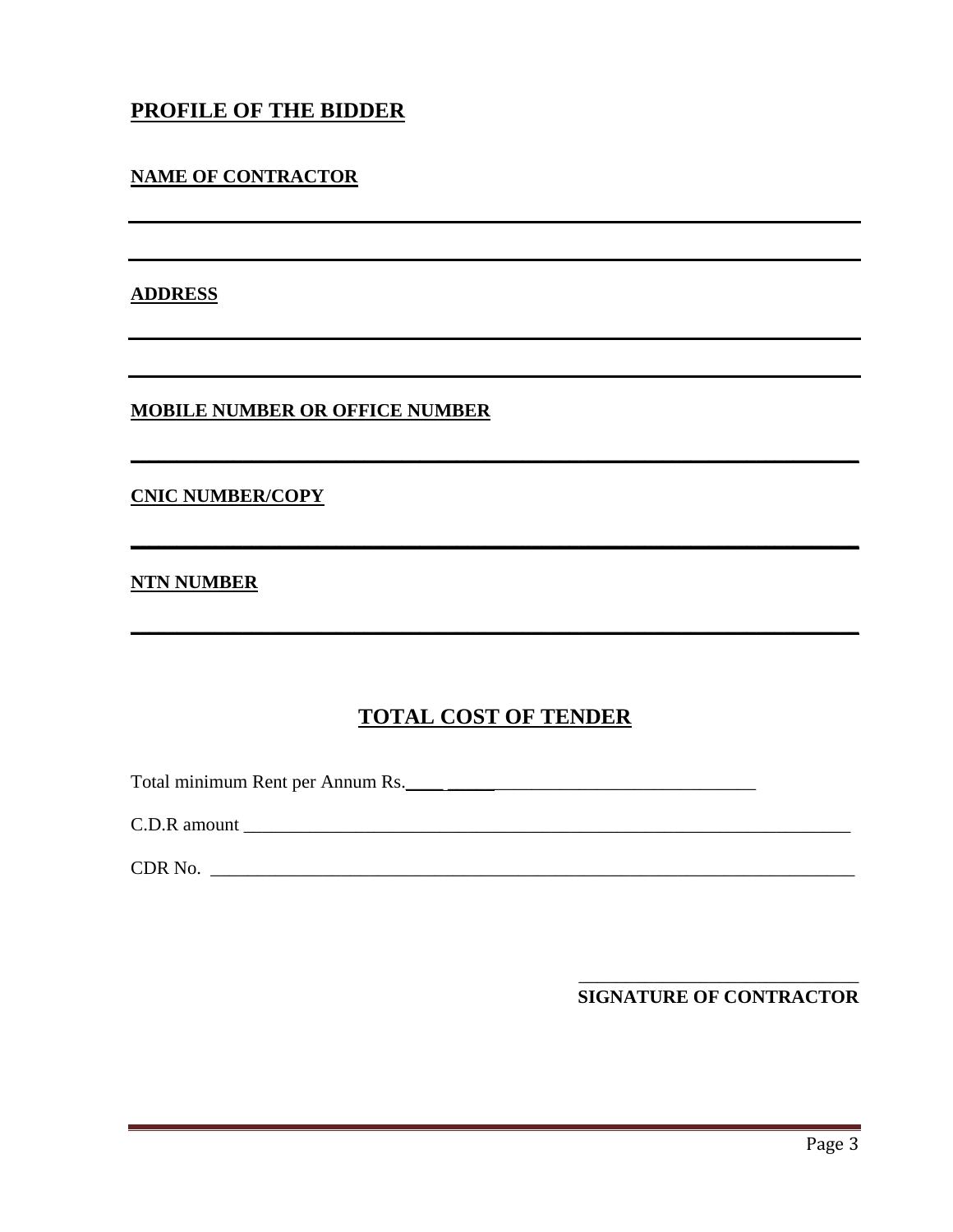## PROFILE OF THE BIDDER

**NAME OF CONTRACTOR**

______________________________________________________________________

______________________________________________________________________

**ADDRESS**

______________________________________________________________________

______________________________________________________________________

**MOBILE NUMBER OR OFFICE NUMBER**

______________________________________________________________________

**CNIC NUMBER/COPY**

______________________________________________________________________

**NTN NUMBER**

______________________________________________________________________

## TOTAL COST OF TENDER

Total minimum Rent per Annum Rs.________________________________________

C.D.R amount ___________________________________________________________

CDR No. ________________________________________________________________

______________________________

**SIGNATURE OF CONTRACTOR**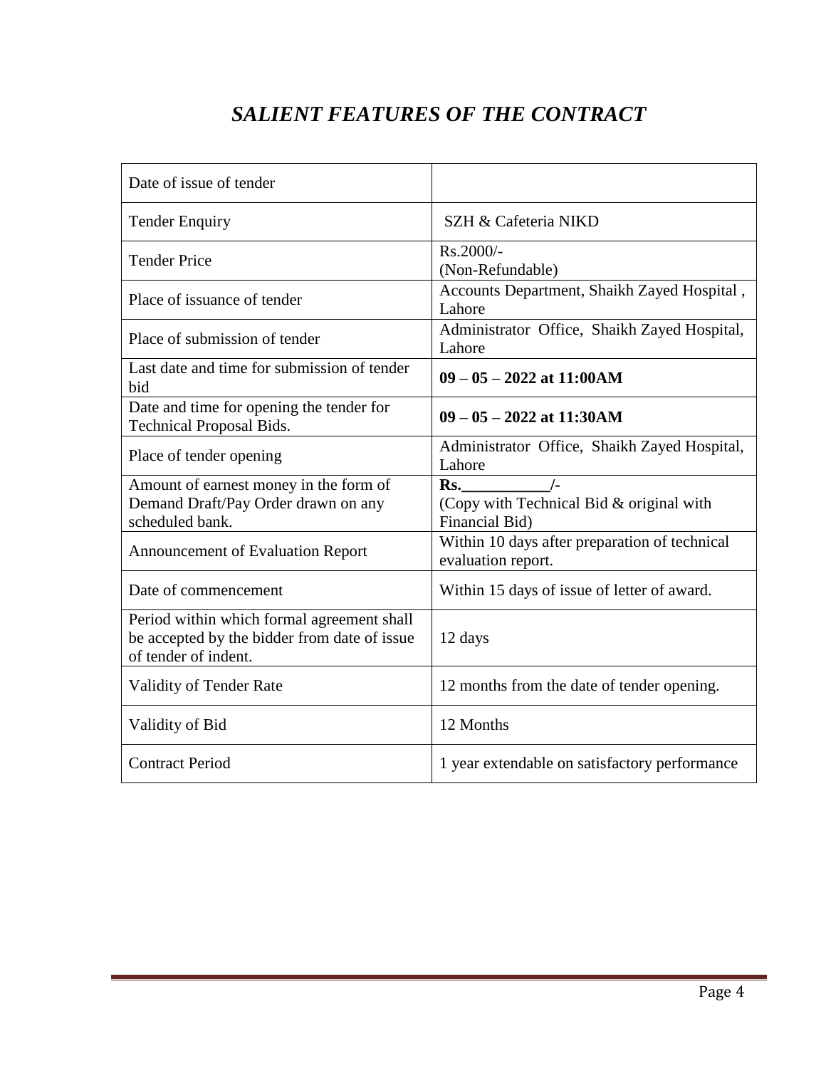# *SALIENT FEATURES OF THE CONTRACT*

| | |
|---|---|
| Date of issue of tender | |
| Tender Enquiry | SZH & Cafeteria NIKD |
| Tender Price | Rs.2000/-<br>(Non-Refundable) |
| Place of issuance of tender | Accounts Department, Shaikh Zayed Hospital , Lahore |
| Place of submission of tender | Administrator Office, Shaikh Zayed Hospital, Lahore |
| Last date and time for submission of tender bid | **09 – 05 – 2022 at 11:00AM** |
| Date and time for opening the tender for Technical Proposal Bids. | **09 – 05 – 2022 at 11:30AM** |
| Place of tender opening | Administrator Office, Shaikh Zayed Hospital, Lahore |
| Amount of earnest money in the form of Demand Draft/Pay Order drawn on any scheduled bank. | **Rs.___________/-**<br>(Copy with Technical Bid & original with Financial Bid) |
| Announcement of Evaluation Report | Within 10 days after preparation of technical evaluation report. |
| Date of commencement | Within 15 days of issue of letter of award. |
| Period within which formal agreement shall be accepted by the bidder from date of issue of tender of indent. | 12 days |
| Validity of Tender Rate | 12 months from the date of tender opening. |
| Validity of Bid | 12 Months |
| Contract Period | 1 year extendable on satisfactory performance |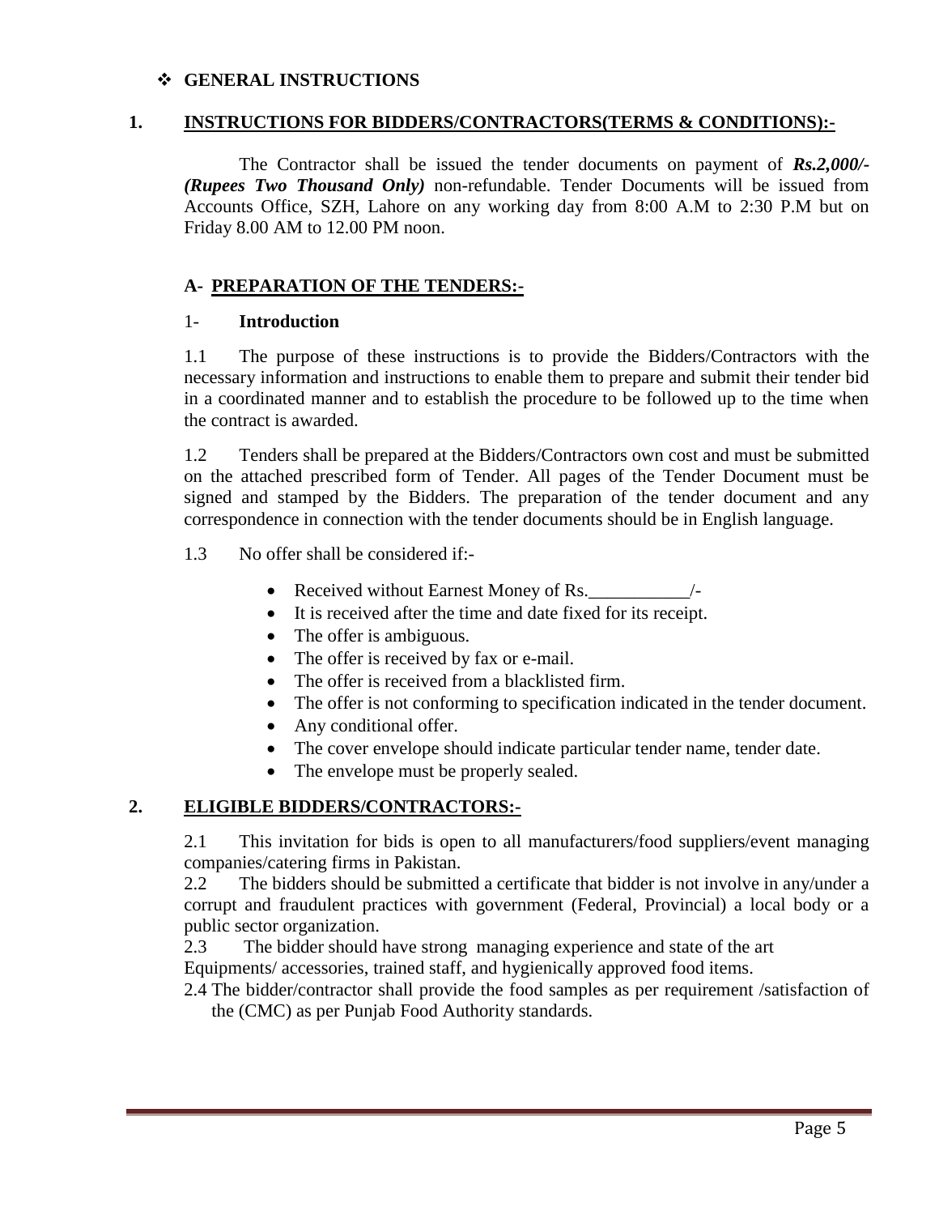- **GENERAL INSTRUCTIONS**

## 1. INSTRUCTIONS FOR BIDDERS/CONTRACTORS(TERMS & CONDITIONS):-

The Contractor shall be issued the tender documents on payment of ***Rs.2,000/- (Rupees Two Thousand Only)*** non-refundable. Tender Documents will be issued from Accounts Office, SZH, Lahore on any working day from 8:00 A.M to 2:30 P.M but on Friday 8.00 AM to 12.00 PM noon.

### A- PREPARATION OF THE TENDERS:-

1- **Introduction**

1.1 The purpose of these instructions is to provide the Bidders/Contractors with the necessary information and instructions to enable them to prepare and submit their tender bid in a coordinated manner and to establish the procedure to be followed up to the time when the contract is awarded.

1.2 Tenders shall be prepared at the Bidders/Contractors own cost and must be submitted on the attached prescribed form of Tender. All pages of the Tender Document must be signed and stamped by the Bidders. The preparation of the tender document and any correspondence in connection with the tender documents should be in English language.

1.3 No offer shall be considered if:-

- Received without Earnest Money of Rs.___________/-
- It is received after the time and date fixed for its receipt.
- The offer is ambiguous.
- The offer is received by fax or e-mail.
- The offer is received from a blacklisted firm.
- The offer is not conforming to specification indicated in the tender document.
- Any conditional offer.
- The cover envelope should indicate particular tender name, tender date.
- The envelope must be properly sealed.

## 2. ELIGIBLE BIDDERS/CONTRACTORS:-

2.1 This invitation for bids is open to all manufacturers/food suppliers/event managing companies/catering firms in Pakistan.

2.2 The bidders should be submitted a certificate that bidder is not involve in any/under a corrupt and fraudulent practices with government (Federal, Provincial) a local body or a public sector organization.

2.3 The bidder should have strong managing experience and state of the art Equipments/ accessories, trained staff, and hygienically approved food items.

2.4 The bidder/contractor shall provide the food samples as per requirement /satisfaction of the (CMC) as per Punjab Food Authority standards.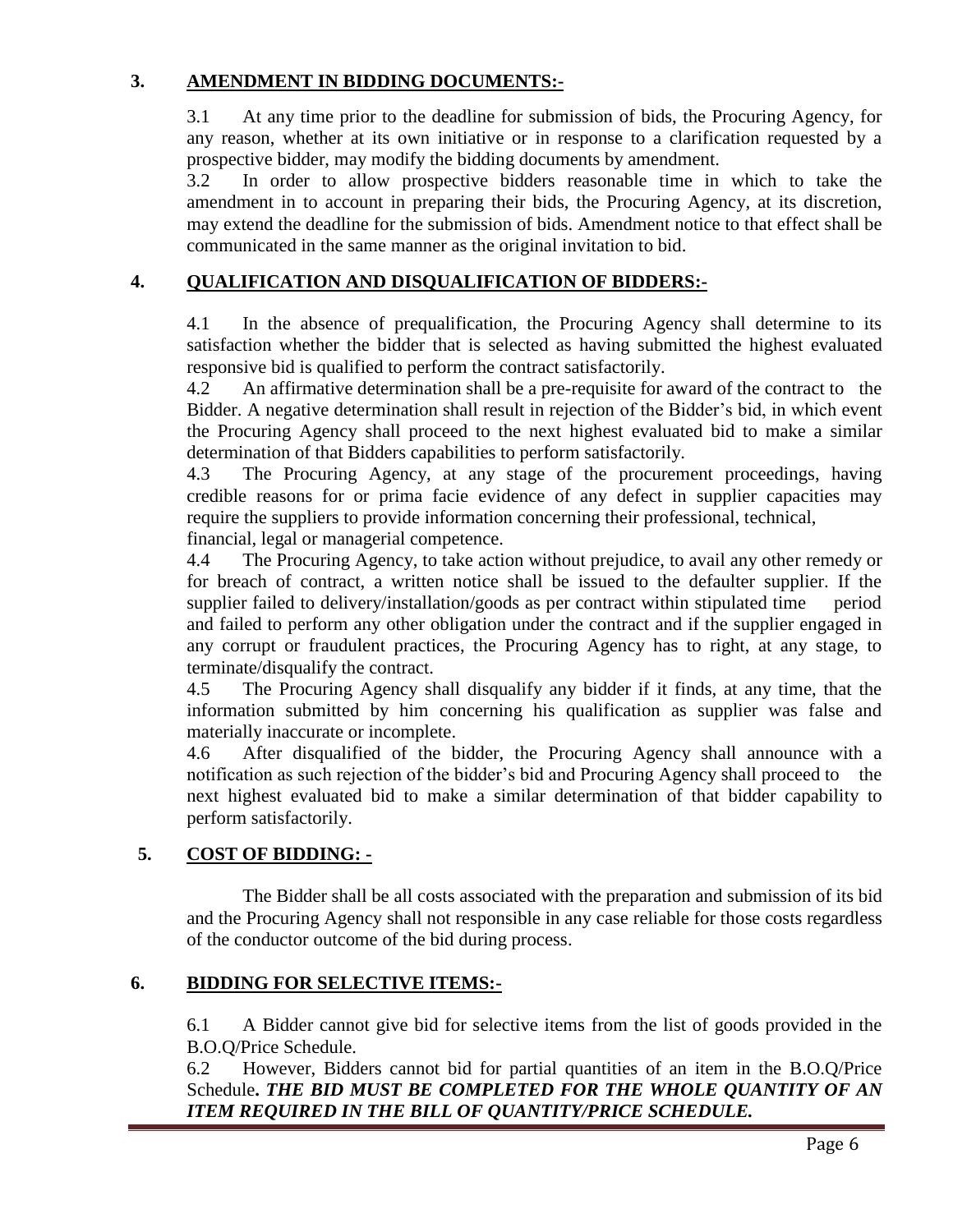## 3. <u>AMENDMENT IN BIDDING DOCUMENTS:-</u>

3.1 At any time prior to the deadline for submission of bids, the Procuring Agency, for any reason, whether at its own initiative or in response to a clarification requested by a prospective bidder, may modify the bidding documents by amendment.

3.2 In order to allow prospective bidders reasonable time in which to take the amendment in to account in preparing their bids, the Procuring Agency, at its discretion, may extend the deadline for the submission of bids. Amendment notice to that effect shall be communicated in the same manner as the original invitation to bid.

## 4. <u>QUALIFICATION AND DISQUALIFICATION OF BIDDERS:-</u>

4.1 In the absence of prequalification, the Procuring Agency shall determine to its satisfaction whether the bidder that is selected as having submitted the highest evaluated responsive bid is qualified to perform the contract satisfactorily.

4.2 An affirmative determination shall be a pre-requisite for award of the contract to the Bidder. A negative determination shall result in rejection of the Bidder's bid, in which event the Procuring Agency shall proceed to the next highest evaluated bid to make a similar determination of that Bidders capabilities to perform satisfactorily.

4.3 The Procuring Agency, at any stage of the procurement proceedings, having credible reasons for or prima facie evidence of any defect in supplier capacities may require the suppliers to provide information concerning their professional, technical, financial, legal or managerial competence.

4.4 The Procuring Agency, to take action without prejudice, to avail any other remedy or for breach of contract, a written notice shall be issued to the defaulter supplier. If the supplier failed to delivery/installation/goods as per contract within stipulated time period and failed to perform any other obligation under the contract and if the supplier engaged in any corrupt or fraudulent practices, the Procuring Agency has to right, at any stage, to terminate/disqualify the contract.

4.5 The Procuring Agency shall disqualify any bidder if it finds, at any time, that the information submitted by him concerning his qualification as supplier was false and materially inaccurate or incomplete.

4.6 After disqualified of the bidder, the Procuring Agency shall announce with a notification as such rejection of the bidder's bid and Procuring Agency shall proceed to the next highest evaluated bid to make a similar determination of that bidder capability to perform satisfactorily.

## 5. <u>COST OF BIDDING: -</u>

The Bidder shall be all costs associated with the preparation and submission of its bid and the Procuring Agency shall not responsible in any case reliable for those costs regardless of the conductor outcome of the bid during process.

## 6. <u>BIDDING FOR SELECTIVE ITEMS:-</u>

6.1 A Bidder cannot give bid for selective items from the list of goods provided in the B.O.Q/Price Schedule.

6.2 However, Bidders cannot bid for partial quantities of an item in the B.O.Q/Price Schedule***. THE BID MUST BE COMPLETED FOR THE WHOLE QUANTITY OF AN ITEM REQUIRED IN THE BILL OF QUANTITY/PRICE SCHEDULE.***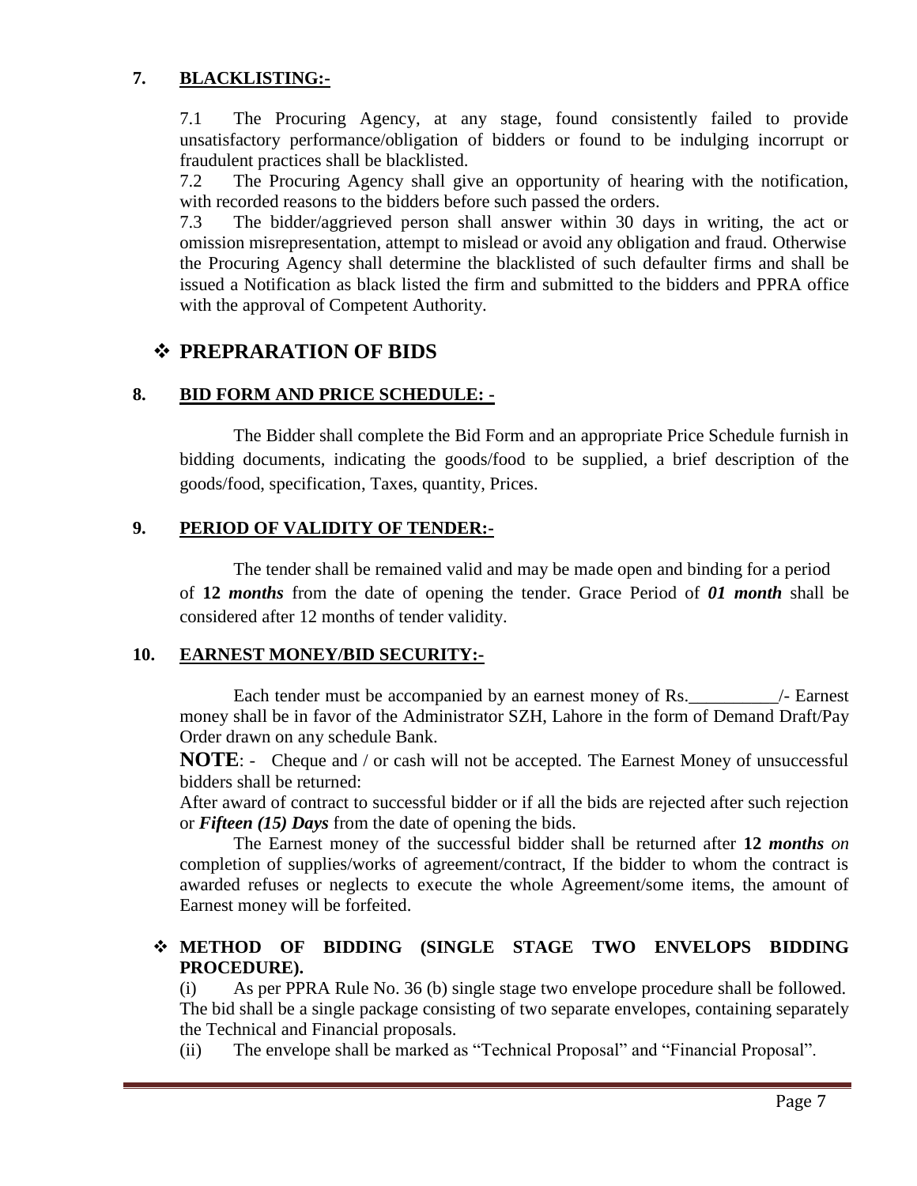## 7. BLACKLISTING:-

7.1 The Procuring Agency, at any stage, found consistently failed to provide unsatisfactory performance/obligation of bidders or found to be indulging incorrupt or fraudulent practices shall be blacklisted.

7.2 The Procuring Agency shall give an opportunity of hearing with the notification, with recorded reasons to the bidders before such passed the orders.

7.3 The bidder/aggrieved person shall answer within 30 days in writing, the act or omission misrepresentation, attempt to mislead or avoid any obligation and fraud. Otherwise the Procuring Agency shall determine the blacklisted of such defaulter firms and shall be issued a Notification as black listed the firm and submitted to the bidders and PPRA office with the approval of Competent Authority.

# ❖ PREPRARATION OF BIDS

## 8. BID FORM AND PRICE SCHEDULE: -

The Bidder shall complete the Bid Form and an appropriate Price Schedule furnish in bidding documents, indicating the goods/food to be supplied, a brief description of the goods/food, specification, Taxes, quantity, Prices.

## 9. PERIOD OF VALIDITY OF TENDER:-

The tender shall be remained valid and may be made open and binding for a period of **12 *months*** from the date of opening the tender. Grace Period of ***01 month*** shall be considered after 12 months of tender validity.

## 10. EARNEST MONEY/BID SECURITY:-

Each tender must be accompanied by an earnest money of Rs.__________/- Earnest money shall be in favor of the Administrator SZH, Lahore in the form of Demand Draft/Pay Order drawn on any schedule Bank.

**NOTE**: - Cheque and / or cash will not be accepted. The Earnest Money of unsuccessful bidders shall be returned:

After award of contract to successful bidder or if all the bids are rejected after such rejection or ***Fifteen (15) Days*** from the date of opening the bids.

The Earnest money of the successful bidder shall be returned after **12 *months*** *on* completion of supplies/works of agreement/contract, If the bidder to whom the contract is awarded refuses or neglects to execute the whole Agreement/some items, the amount of Earnest money will be forfeited.

### ❖ METHOD OF BIDDING (SINGLE STAGE TWO ENVELOPS BIDDING PROCEDURE).

(i) As per PPRA Rule No. 36 (b) single stage two envelope procedure shall be followed. The bid shall be a single package consisting of two separate envelopes, containing separately the Technical and Financial proposals.

(ii) The envelope shall be marked as "Technical Proposal" and "Financial Proposal".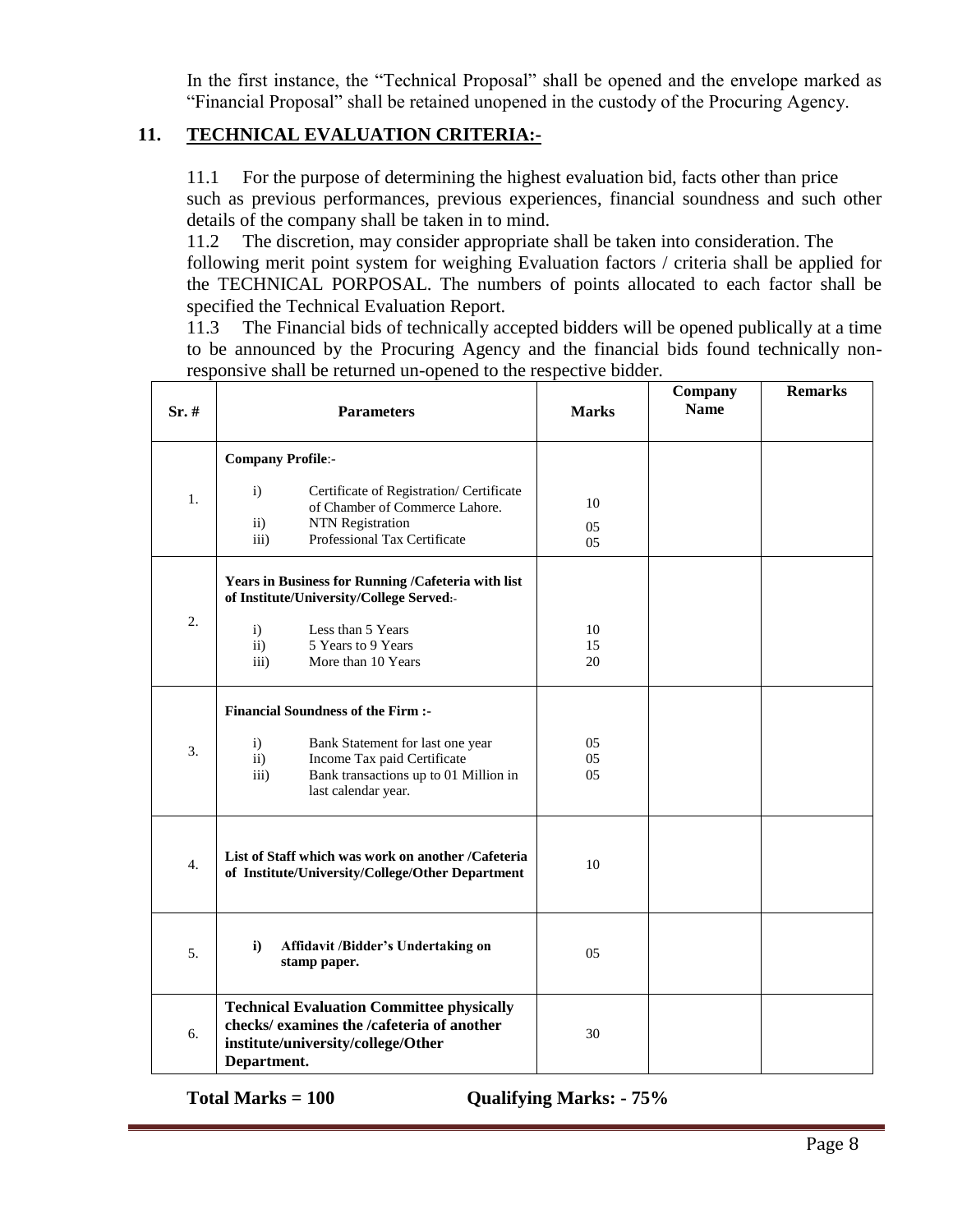In the first instance, the "Technical Proposal" shall be opened and the envelope marked as "Financial Proposal" shall be retained unopened in the custody of the Procuring Agency.

## 11. TECHNICAL EVALUATION CRITERIA:-

11.1 For the purpose of determining the highest evaluation bid, facts other than price such as previous performances, previous experiences, financial soundness and such other details of the company shall be taken in to mind.

11.2 The discretion, may consider appropriate shall be taken into consideration. The following merit point system for weighing Evaluation factors / criteria shall be applied for the TECHNICAL PORPOSAL. The numbers of points allocated to each factor shall be specified the Technical Evaluation Report.

11.3 The Financial bids of technically accepted bidders will be opened publically at a time to be announced by the Procuring Agency and the financial bids found technically non-responsive shall be returned un-opened to the respective bidder.

| Sr. # | Parameters | Marks | Company Name | Remarks |
|---|---|---|---|---|
| 1. | **Company Profile**:-<br>i) Certificate of Registration/ Certificate of Chamber of Commerce Lahore.<br>ii) NTN Registration<br>iii) Professional Tax Certificate | <br>10<br>05<br>05 | | |
| 2. | **Years in Business for Running /Cafeteria with list of Institute/University/College Served**:-<br>i) Less than 5 Years<br>ii) 5 Years to 9 Years<br>iii) More than 10 Years | <br>10<br>15<br>20 | | |
| 3. | **Financial Soundness of the Firm :-**<br>i) Bank Statement for last one year<br>ii) Income Tax paid Certificate<br>iii) Bank transactions up to 01 Million in last calendar year. | <br>05<br>05<br>05 | | |
| 4. | **List of Staff which was work on another /Cafeteria of Institute/University/College/Other Department** | 10 | | |
| 5. | **i) Affidavit /Bidder's Undertaking on stamp paper.** | 05 | | |
| 6. | **Technical Evaluation Committee physically checks/ examines the /cafeteria of another institute/university/college/Other Department.** | 30 | | |

**Total Marks = 100** **Qualifying Marks: - 75%**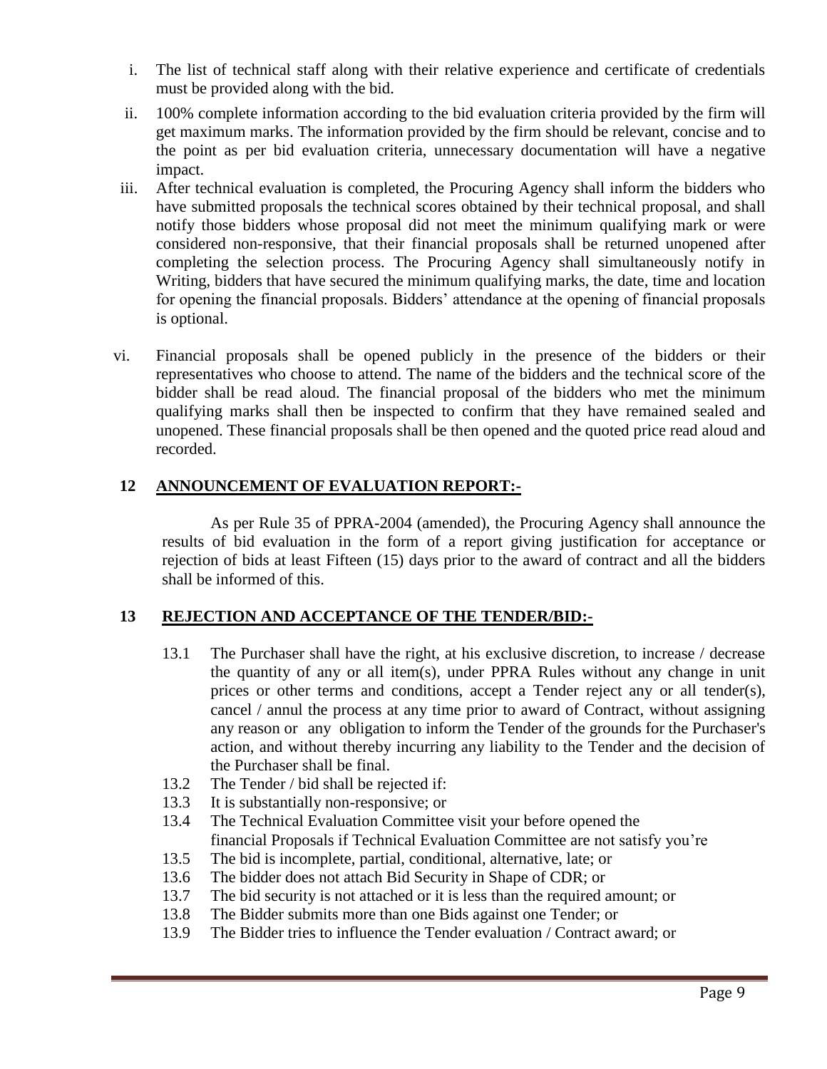i. The list of technical staff along with their relative experience and certificate of credentials must be provided along with the bid.

ii. 100% complete information according to the bid evaluation criteria provided by the firm will get maximum marks. The information provided by the firm should be relevant, concise and to the point as per bid evaluation criteria, unnecessary documentation will have a negative impact.

iii. After technical evaluation is completed, the Procuring Agency shall inform the bidders who have submitted proposals the technical scores obtained by their technical proposal, and shall notify those bidders whose proposal did not meet the minimum qualifying mark or were considered non-responsive, that their financial proposals shall be returned unopened after completing the selection process. The Procuring Agency shall simultaneously notify in Writing, bidders that have secured the minimum qualifying marks, the date, time and location for opening the financial proposals. Bidders' attendance at the opening of financial proposals is optional.

vi. Financial proposals shall be opened publicly in the presence of the bidders or their representatives who choose to attend. The name of the bidders and the technical score of the bidder shall be read aloud. The financial proposal of the bidders who met the minimum qualifying marks shall then be inspected to confirm that they have remained sealed and unopened. These financial proposals shall be then opened and the quoted price read aloud and recorded.

## 12 ANNOUNCEMENT OF EVALUATION REPORT:-

As per Rule 35 of PPRA-2004 (amended), the Procuring Agency shall announce the results of bid evaluation in the form of a report giving justification for acceptance or rejection of bids at least Fifteen (15) days prior to the award of contract and all the bidders shall be informed of this.

## 13 REJECTION AND ACCEPTANCE OF THE TENDER/BID:-

13.1 The Purchaser shall have the right, at his exclusive discretion, to increase / decrease the quantity of any or all item(s), under PPRA Rules without any change in unit prices or other terms and conditions, accept a Tender reject any or all tender(s), cancel / annul the process at any time prior to award of Contract, without assigning any reason or any obligation to inform the Tender of the grounds for the Purchaser's action, and without thereby incurring any liability to the Tender and the decision of the Purchaser shall be final.

13.2 The Tender / bid shall be rejected if:

13.3 It is substantially non-responsive; or

13.4 The Technical Evaluation Committee visit your before opened the financial Proposals if Technical Evaluation Committee are not satisfy you're

13.5 The bid is incomplete, partial, conditional, alternative, late; or

13.6 The bidder does not attach Bid Security in Shape of CDR; or

13.7 The bid security is not attached or it is less than the required amount; or

13.8 The Bidder submits more than one Bids against one Tender; or

13.9 The Bidder tries to influence the Tender evaluation / Contract award; or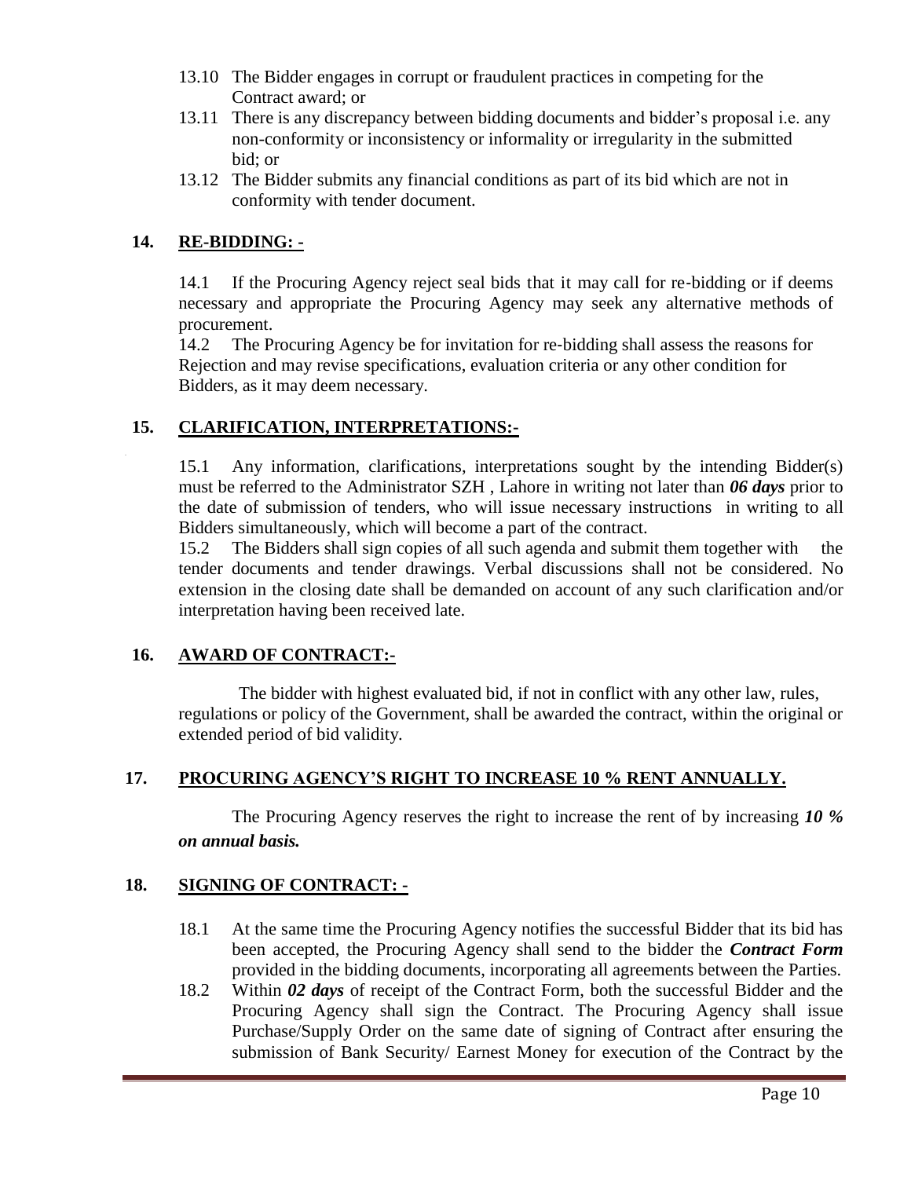13.10 The Bidder engages in corrupt or fraudulent practices in competing for the Contract award; or

13.11 There is any discrepancy between bidding documents and bidder's proposal i.e. any non-conformity or inconsistency or informality or irregularity in the submitted bid; or

13.12 The Bidder submits any financial conditions as part of its bid which are not in conformity with tender document.

## 14. RE-BIDDING: -

14.1 If the Procuring Agency reject seal bids that it may call for re-bidding or if deems necessary and appropriate the Procuring Agency may seek any alternative methods of procurement.

14.2 The Procuring Agency be for invitation for re-bidding shall assess the reasons for Rejection and may revise specifications, evaluation criteria or any other condition for Bidders, as it may deem necessary.

## 15. CLARIFICATION, INTERPRETATIONS:-

15.1 Any information, clarifications, interpretations sought by the intending Bidder(s) must be referred to the Administrator SZH , Lahore in writing not later than ***06 days*** prior to the date of submission of tenders, who will issue necessary instructions in writing to all Bidders simultaneously, which will become a part of the contract.

15.2 The Bidders shall sign copies of all such agenda and submit them together with the tender documents and tender drawings. Verbal discussions shall not be considered. No extension in the closing date shall be demanded on account of any such clarification and/or interpretation having been received late.

## 16. AWARD OF CONTRACT:-

The bidder with highest evaluated bid, if not in conflict with any other law, rules, regulations or policy of the Government, shall be awarded the contract, within the original or extended period of bid validity.

## 17. PROCURING AGENCY'S RIGHT TO INCREASE 10 % RENT ANNUALLY.

The Procuring Agency reserves the right to increase the rent of by increasing ***10 % on annual basis.***

## 18. SIGNING OF CONTRACT: -

18.1 At the same time the Procuring Agency notifies the successful Bidder that its bid has been accepted, the Procuring Agency shall send to the bidder the ***Contract Form*** provided in the bidding documents, incorporating all agreements between the Parties.

18.2 Within ***02 days*** of receipt of the Contract Form, both the successful Bidder and the Procuring Agency shall sign the Contract. The Procuring Agency shall issue Purchase/Supply Order on the same date of signing of Contract after ensuring the submission of Bank Security/ Earnest Money for execution of the Contract by the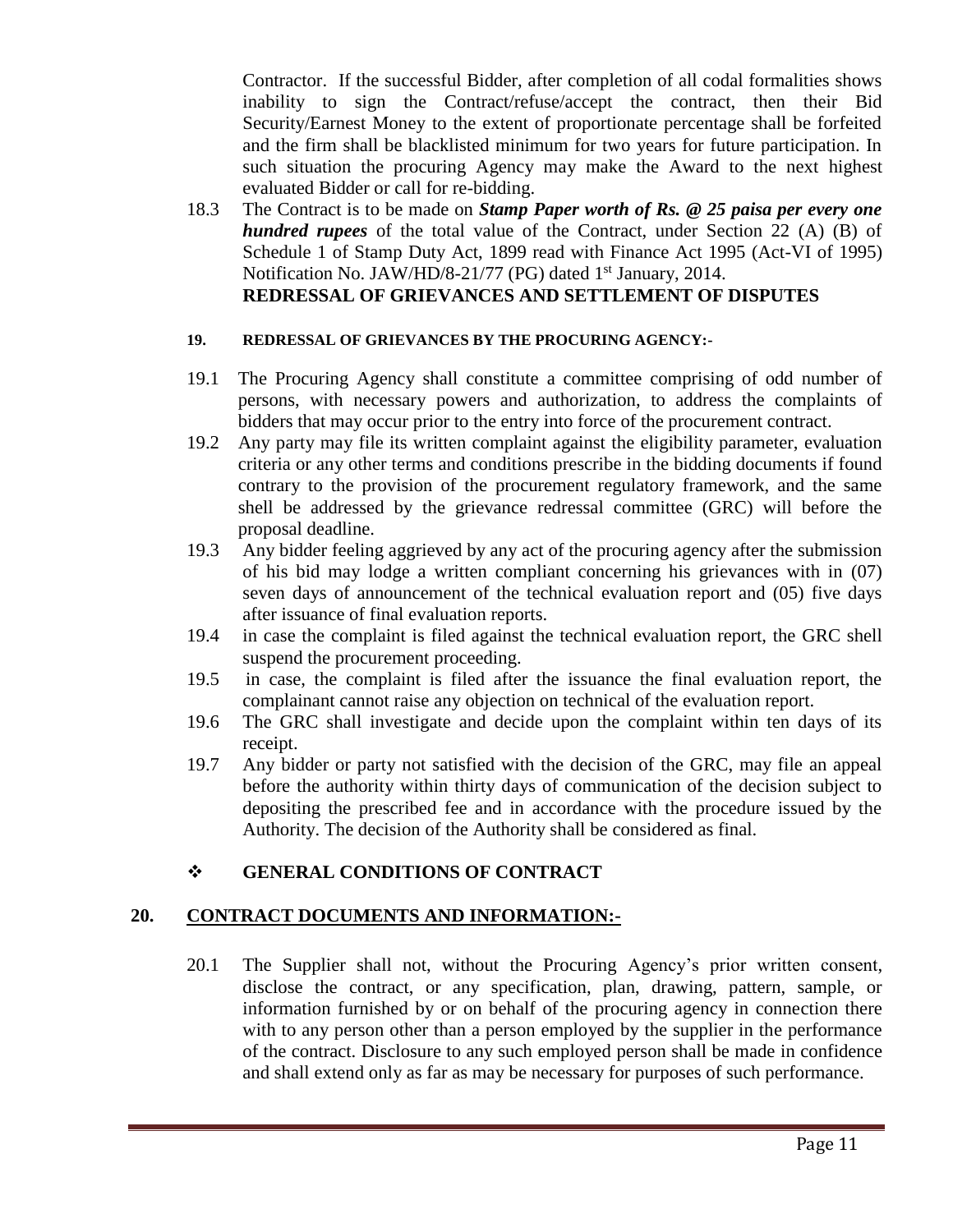Contractor. If the successful Bidder, after completion of all codal formalities shows inability to sign the Contract/refuse/accept the contract, then their Bid Security/Earnest Money to the extent of proportionate percentage shall be forfeited and the firm shall be blacklisted minimum for two years for future participation. In such situation the procuring Agency may make the Award to the next highest evaluated Bidder or call for re-bidding.

18.3 The Contract is to be made on ***Stamp Paper worth of Rs. @ 25 paisa per every one hundred rupees*** of the total value of the Contract, under Section 22 (A) (B) of Schedule 1 of Stamp Duty Act, 1899 read with Finance Act 1995 (Act-VI of 1995) Notification No. JAW/HD/8-21/77 (PG) dated 1st January, 2014.

## REDRESSAL OF GRIEVANCES AND SETTLEMENT OF DISPUTES

### 19. REDRESSAL OF GRIEVANCES BY THE PROCURING AGENCY:-

19.1 The Procuring Agency shall constitute a committee comprising of odd number of persons, with necessary powers and authorization, to address the complaints of bidders that may occur prior to the entry into force of the procurement contract.

19.2 Any party may file its written complaint against the eligibility parameter, evaluation criteria or any other terms and conditions prescribe in the bidding documents if found contrary to the provision of the procurement regulatory framework, and the same shell be addressed by the grievance redressal committee (GRC) will before the proposal deadline.

19.3 Any bidder feeling aggrieved by any act of the procuring agency after the submission of his bid may lodge a written compliant concerning his grievances with in (07) seven days of announcement of the technical evaluation report and (05) five days after issuance of final evaluation reports.

19.4 in case the complaint is filed against the technical evaluation report, the GRC shell suspend the procurement proceeding.

19.5 in case, the complaint is filed after the issuance the final evaluation report, the complainant cannot raise any objection on technical of the evaluation report.

19.6 The GRC shall investigate and decide upon the complaint within ten days of its receipt.

19.7 Any bidder or party not satisfied with the decision of the GRC, may file an appeal before the authority within thirty days of communication of the decision subject to depositing the prescribed fee and in accordance with the procedure issued by the Authority. The decision of the Authority shall be considered as final.

## ❖ GENERAL CONDITIONS OF CONTRACT

### 20. CONTRACT DOCUMENTS AND INFORMATION:-

20.1 The Supplier shall not, without the Procuring Agency's prior written consent, disclose the contract, or any specification, plan, drawing, pattern, sample, or information furnished by or on behalf of the procuring agency in connection there with to any person other than a person employed by the supplier in the performance of the contract. Disclosure to any such employed person shall be made in confidence and shall extend only as far as may be necessary for purposes of such performance.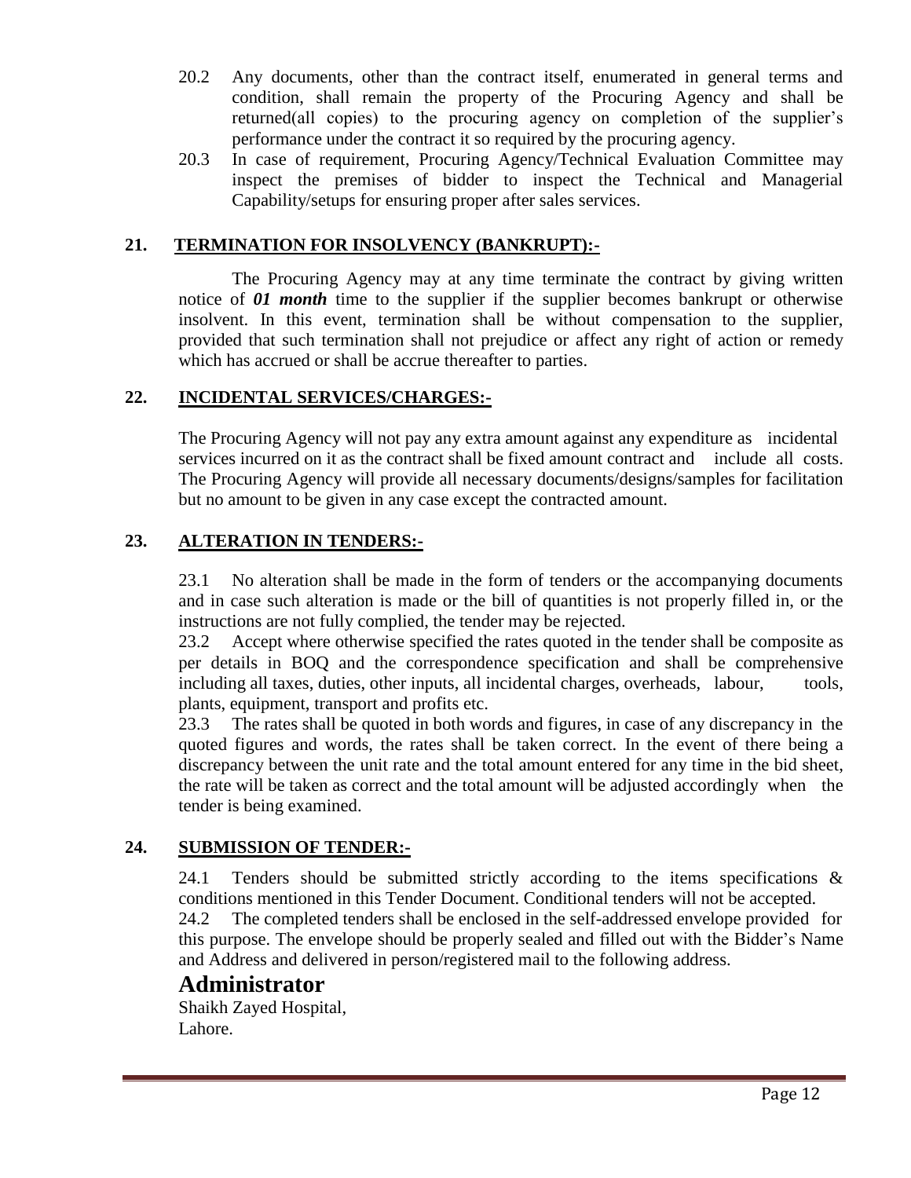20.2 Any documents, other than the contract itself, enumerated in general terms and condition, shall remain the property of the Procuring Agency and shall be returned(all copies) to the procuring agency on completion of the supplier's performance under the contract it so required by the procuring agency.

20.3 In case of requirement, Procuring Agency/Technical Evaluation Committee may inspect the premises of bidder to inspect the Technical and Managerial Capability/setups for ensuring proper after sales services.

## 21. TERMINATION FOR INSOLVENCY (BANKRUPT):-

The Procuring Agency may at any time terminate the contract by giving written notice of ***01 month*** time to the supplier if the supplier becomes bankrupt or otherwise insolvent. In this event, termination shall be without compensation to the supplier, provided that such termination shall not prejudice or affect any right of action or remedy which has accrued or shall be accrue thereafter to parties.

## 22. INCIDENTAL SERVICES/CHARGES:-

The Procuring Agency will not pay any extra amount against any expenditure as incidental services incurred on it as the contract shall be fixed amount contract and include all costs. The Procuring Agency will provide all necessary documents/designs/samples for facilitation but no amount to be given in any case except the contracted amount.

## 23. ALTERATION IN TENDERS:-

23.1 No alteration shall be made in the form of tenders or the accompanying documents and in case such alteration is made or the bill of quantities is not properly filled in, or the instructions are not fully complied, the tender may be rejected.

23.2 Accept where otherwise specified the rates quoted in the tender shall be composite as per details in BOQ and the correspondence specification and shall be comprehensive including all taxes, duties, other inputs, all incidental charges, overheads, labour, tools, plants, equipment, transport and profits etc.

23.3 The rates shall be quoted in both words and figures, in case of any discrepancy in the quoted figures and words, the rates shall be taken correct. In the event of there being a discrepancy between the unit rate and the total amount entered for any time in the bid sheet, the rate will be taken as correct and the total amount will be adjusted accordingly when the tender is being examined.

## 24. SUBMISSION OF TENDER:-

24.1 Tenders should be submitted strictly according to the items specifications & conditions mentioned in this Tender Document. Conditional tenders will not be accepted.

24.2 The completed tenders shall be enclosed in the self-addressed envelope provided for this purpose. The envelope should be properly sealed and filled out with the Bidder's Name and Address and delivered in person/registered mail to the following address.

**Administrator**
Shaikh Zayed Hospital,
Lahore.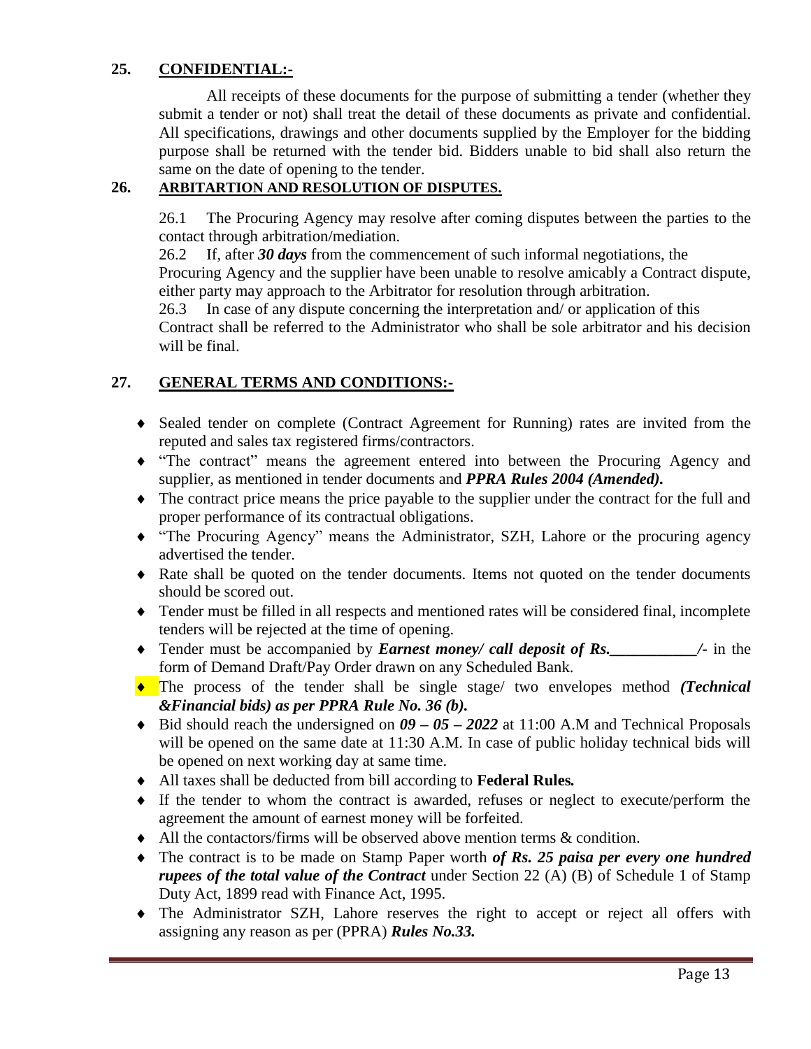## 25. <u>CONFIDENTIAL:-</u>

All receipts of these documents for the purpose of submitting a tender (whether they submit a tender or not) shall treat the detail of these documents as private and confidential. All specifications, drawings and other documents supplied by the Employer for the bidding purpose shall be returned with the tender bid. Bidders unable to bid shall also return the same on the date of opening to the tender.

## 26. <u>ARBITARTION AND RESOLUTION OF DISPUTES.</u>

26.1 The Procuring Agency may resolve after coming disputes between the parties to the contact through arbitration/mediation.

26.2 If, after ***30 days*** from the commencement of such informal negotiations, the Procuring Agency and the supplier have been unable to resolve amicably a Contract dispute, either party may approach to the Arbitrator for resolution through arbitration.

26.3 In case of any dispute concerning the interpretation and/ or application of this Contract shall be referred to the Administrator who shall be sole arbitrator and his decision will be final.

## 27. <u>GENERAL TERMS AND CONDITIONS:-</u>

- Sealed tender on complete (Contract Agreement for Running) rates are invited from the reputed and sales tax registered firms/contractors.
- "The contract" means the agreement entered into between the Procuring Agency and supplier, as mentioned in tender documents and ***PPRA Rules 2004 (Amended).***
- The contract price means the price payable to the supplier under the contract for the full and proper performance of its contractual obligations.
- "The Procuring Agency" means the Administrator, SZH, Lahore or the procuring agency advertised the tender.
- Rate shall be quoted on the tender documents. Items not quoted on the tender documents should be scored out.
- Tender must be filled in all respects and mentioned rates will be considered final, incomplete tenders will be rejected at the time of opening.
- Tender must be accompanied by ***Earnest money/ call deposit of Rs.___________/-*** in the form of Demand Draft/Pay Order drawn on any Scheduled Bank.
- The process of the tender shall be single stage/ two envelopes method ***(Technical &Financial bids) as per PPRA Rule No. 36 (b).***
- Bid should reach the undersigned on ***09 – 05 – 2022*** at 11:00 A.M and Technical Proposals will be opened on the same date at 11:30 A.M. In case of public holiday technical bids will be opened on next working day at same time.
- All taxes shall be deducted from bill according to **Federal Rules.**
- If the tender to whom the contract is awarded, refuses or neglect to execute/perform the agreement the amount of earnest money will be forfeited.
- All the contactors/firms will be observed above mention terms & condition.
- The contract is to be made on Stamp Paper worth ***of Rs. 25 paisa per every one hundred rupees of the total value of the Contract*** under Section 22 (A) (B) of Schedule 1 of Stamp Duty Act, 1899 read with Finance Act, 1995.
- The Administrator SZH, Lahore reserves the right to accept or reject all offers with assigning any reason as per (PPRA) ***Rules No.33.***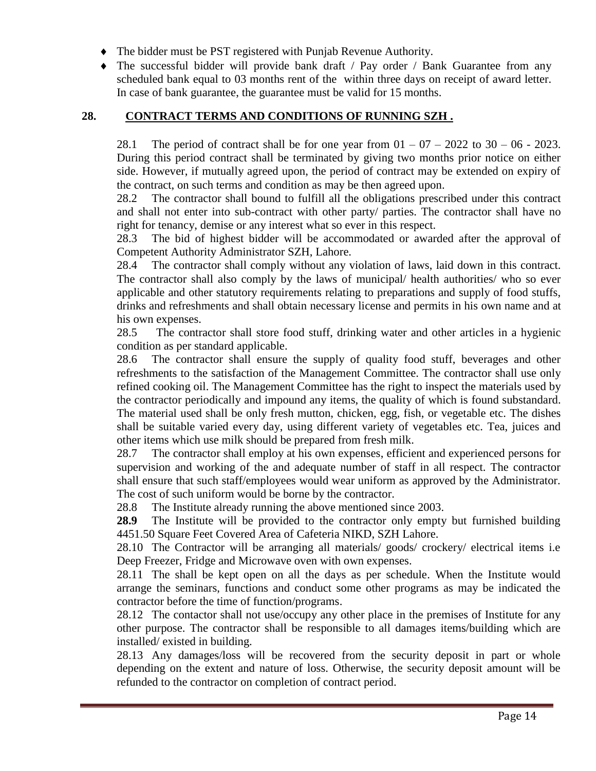- The bidder must be PST registered with Punjab Revenue Authority.
- The successful bidder will provide bank draft / Pay order / Bank Guarantee from any scheduled bank equal to 03 months rent of the within three days on receipt of award letter. In case of bank guarantee, the guarantee must be valid for 15 months.

## 28. CONTRACT TERMS AND CONDITIONS OF RUNNING SZH .

28.1 The period of contract shall be for one year from 01 – 07 – 2022 to 30 – 06 - 2023. During this period contract shall be terminated by giving two months prior notice on either side. However, if mutually agreed upon, the period of contract may be extended on expiry of the contract, on such terms and condition as may be then agreed upon.

28.2 The contractor shall bound to fulfill all the obligations prescribed under this contract and shall not enter into sub-contract with other party/ parties. The contractor shall have no right for tenancy, demise or any interest what so ever in this respect.

28.3 The bid of highest bidder will be accommodated or awarded after the approval of Competent Authority Administrator SZH, Lahore.

28.4 The contractor shall comply without any violation of laws, laid down in this contract. The contractor shall also comply by the laws of municipal/ health authorities/ who so ever applicable and other statutory requirements relating to preparations and supply of food stuffs, drinks and refreshments and shall obtain necessary license and permits in his own name and at his own expenses.

28.5 The contractor shall store food stuff, drinking water and other articles in a hygienic condition as per standard applicable.

28.6 The contractor shall ensure the supply of quality food stuff, beverages and other refreshments to the satisfaction of the Management Committee. The contractor shall use only refined cooking oil. The Management Committee has the right to inspect the materials used by the contractor periodically and impound any items, the quality of which is found substandard. The material used shall be only fresh mutton, chicken, egg, fish, or vegetable etc. The dishes shall be suitable varied every day, using different variety of vegetables etc. Tea, juices and other items which use milk should be prepared from fresh milk.

28.7 The contractor shall employ at his own expenses, efficient and experienced persons for supervision and working of the and adequate number of staff in all respect. The contractor shall ensure that such staff/employees would wear uniform as approved by the Administrator. The cost of such uniform would be borne by the contractor.

28.8 The Institute already running the above mentioned since 2003.

**28.9** The Institute will be provided to the contractor only empty but furnished building 4451.50 Square Feet Covered Area of Cafeteria NIKD, SZH Lahore.

28.10 The Contractor will be arranging all materials/ goods/ crockery/ electrical items i.e Deep Freezer, Fridge and Microwave oven with own expenses.

28.11 The shall be kept open on all the days as per schedule. When the Institute would arrange the seminars, functions and conduct some other programs as may be indicated the contractor before the time of function/programs.

28.12 The contactor shall not use/occupy any other place in the premises of Institute for any other purpose. The contractor shall be responsible to all damages items/building which are installed/ existed in building.

28.13 Any damages/loss will be recovered from the security deposit in part or whole depending on the extent and nature of loss. Otherwise, the security deposit amount will be refunded to the contractor on completion of contract period.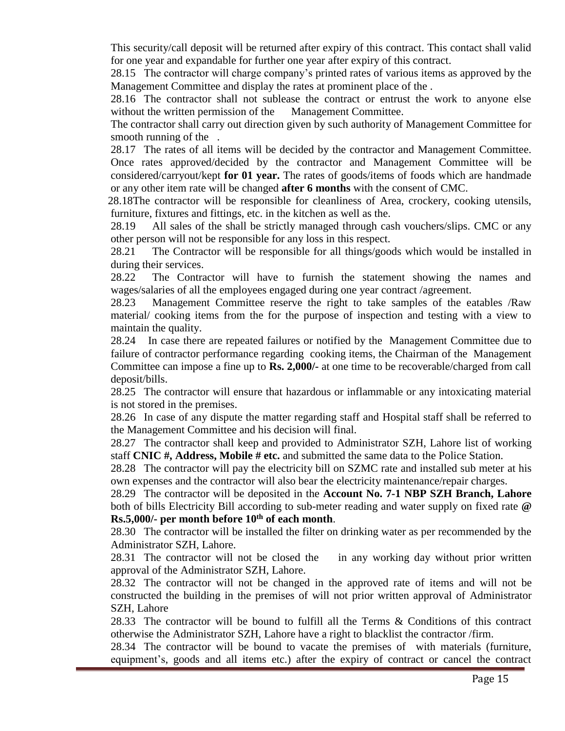This security/call deposit will be returned after expiry of this contract. This contact shall valid for one year and expandable for further one year after expiry of this contract.

28.15 The contractor will charge company's printed rates of various items as approved by the Management Committee and display the rates at prominent place of the .

28.16 The contractor shall not sublease the contract or entrust the work to anyone else without the written permission of the Management Committee.

The contractor shall carry out direction given by such authority of Management Committee for smooth running of the .

28.17 The rates of all items will be decided by the contractor and Management Committee. Once rates approved/decided by the contractor and Management Committee will be considered/carryout/kept **for 01 year.** The rates of goods/items of foods which are handmade or any other item rate will be changed **after 6 months** with the consent of CMC.

28.18The contractor will be responsible for cleanliness of Area, crockery, cooking utensils, furniture, fixtures and fittings, etc. in the kitchen as well as the.

28.19 All sales of the shall be strictly managed through cash vouchers/slips. CMC or any other person will not be responsible for any loss in this respect.

28.21 The Contractor will be responsible for all things/goods which would be installed in during their services.

28.22 The Contractor will have to furnish the statement showing the names and wages/salaries of all the employees engaged during one year contract /agreement.

28.23 Management Committee reserve the right to take samples of the eatables /Raw material/ cooking items from the for the purpose of inspection and testing with a view to maintain the quality.

28.24 In case there are repeated failures or notified by the Management Committee due to failure of contractor performance regarding cooking items, the Chairman of the Management Committee can impose a fine up to **Rs. 2,000/-** at one time to be recoverable/charged from call deposit/bills.

28.25 The contractor will ensure that hazardous or inflammable or any intoxicating material is not stored in the premises.

28.26 In case of any dispute the matter regarding staff and Hospital staff shall be referred to the Management Committee and his decision will final.

28.27 The contractor shall keep and provided to Administrator SZH, Lahore list of working staff **CNIC #, Address, Mobile # etc.** and submitted the same data to the Police Station.

28.28 The contractor will pay the electricity bill on SZMC rate and installed sub meter at his own expenses and the contractor will also bear the electricity maintenance/repair charges.

28.29 The contractor will be deposited in the **Account No. 7-1 NBP SZH Branch, Lahore** both of bills Electricity Bill according to sub-meter reading and water supply on fixed rate **@ Rs.5,000/- per month before 10th of each month**.

28.30 The contractor will be installed the filter on drinking water as per recommended by the Administrator SZH, Lahore.

28.31 The contractor will not be closed the in any working day without prior written approval of the Administrator SZH, Lahore.

28.32 The contractor will not be changed in the approved rate of items and will not be constructed the building in the premises of will not prior written approval of Administrator SZH, Lahore

28.33 The contractor will be bound to fulfill all the Terms & Conditions of this contract otherwise the Administrator SZH, Lahore have a right to blacklist the contractor /firm.

28.34 The contractor will be bound to vacate the premises of with materials (furniture, equipment's, goods and all items etc.) after the expiry of contract or cancel the contract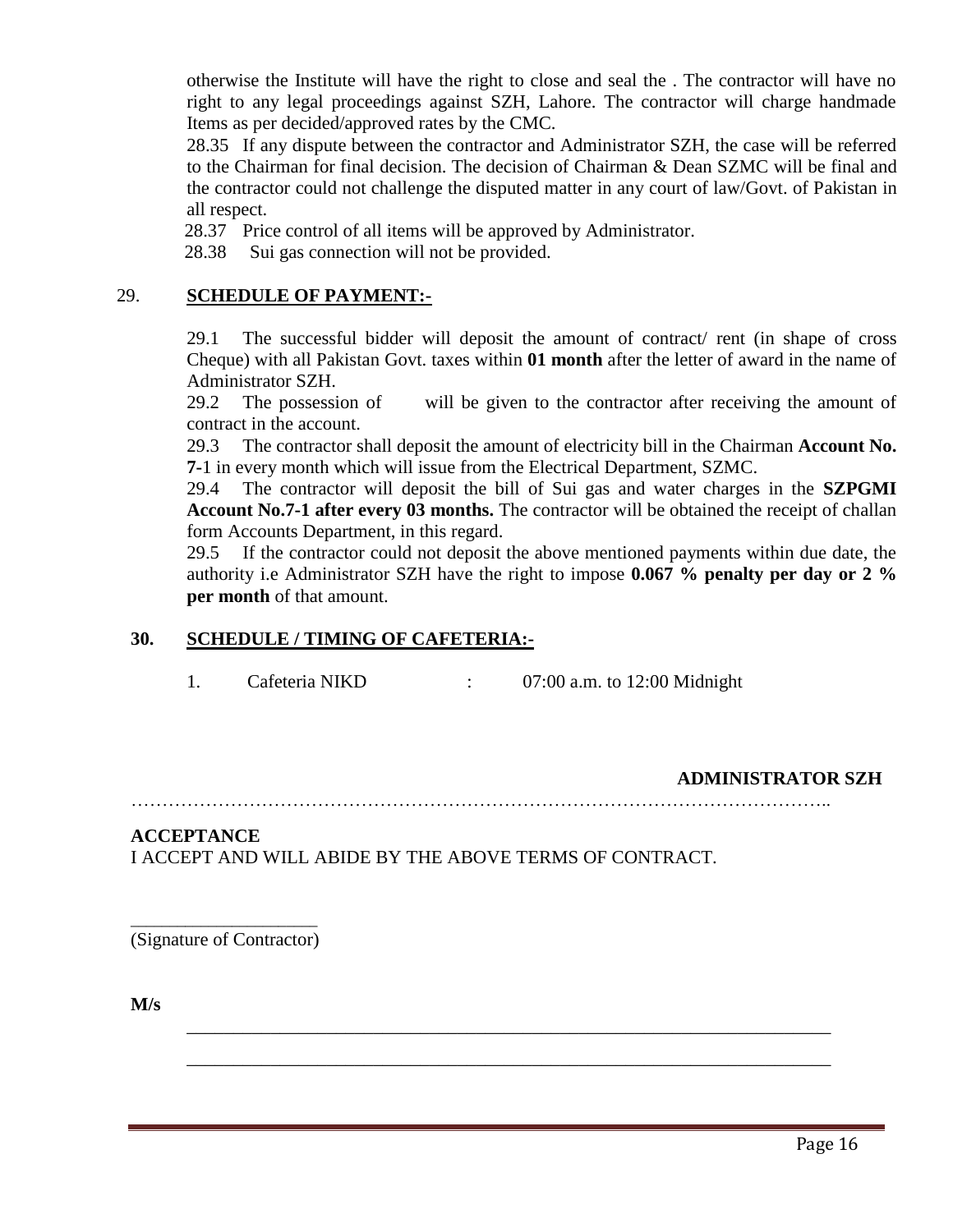otherwise the Institute will have the right to close and seal the . The contractor will have no right to any legal proceedings against SZH, Lahore. The contractor will charge handmade Items as per decided/approved rates by the CMC.

28.35 If any dispute between the contractor and Administrator SZH, the case will be referred to the Chairman for final decision. The decision of Chairman & Dean SZMC will be final and the contractor could not challenge the disputed matter in any court of law/Govt. of Pakistan in all respect.

28.37 Price control of all items will be approved by Administrator.

28.38 Sui gas connection will not be provided.

## 29. **SCHEDULE OF PAYMENT:-**

29.1 The successful bidder will deposit the amount of contract/ rent (in shape of cross Cheque) with all Pakistan Govt. taxes within **01 month** after the letter of award in the name of Administrator SZH.

29.2 The possession of will be given to the contractor after receiving the amount of contract in the account.

29.3 The contractor shall deposit the amount of electricity bill in the Chairman **Account No. 7**-1 in every month which will issue from the Electrical Department, SZMC.

29.4 The contractor will deposit the bill of Sui gas and water charges in the **SZPGMI Account No.7-1 after every 03 months.** The contractor will be obtained the receipt of challan form Accounts Department, in this regard.

29.5 If the contractor could not deposit the above mentioned payments within due date, the authority i.e Administrator SZH have the right to impose **0.067 % penalty per day or 2 % per month** of that amount.

## 30. **SCHEDULE / TIMING OF CAFETERIA:-**

1. Cafeteria NIKD : 07:00 a.m. to 12:00 Midnight

**ADMINISTRATOR SZH**

…………………………………………………………………………………………………..

**ACCEPTANCE**

I ACCEPT AND WILL ABIDE BY THE ABOVE TERMS OF CONTRACT.

____________________

(Signature of Contractor)

**M/s** ______________________________________________________________________

______________________________________________________________________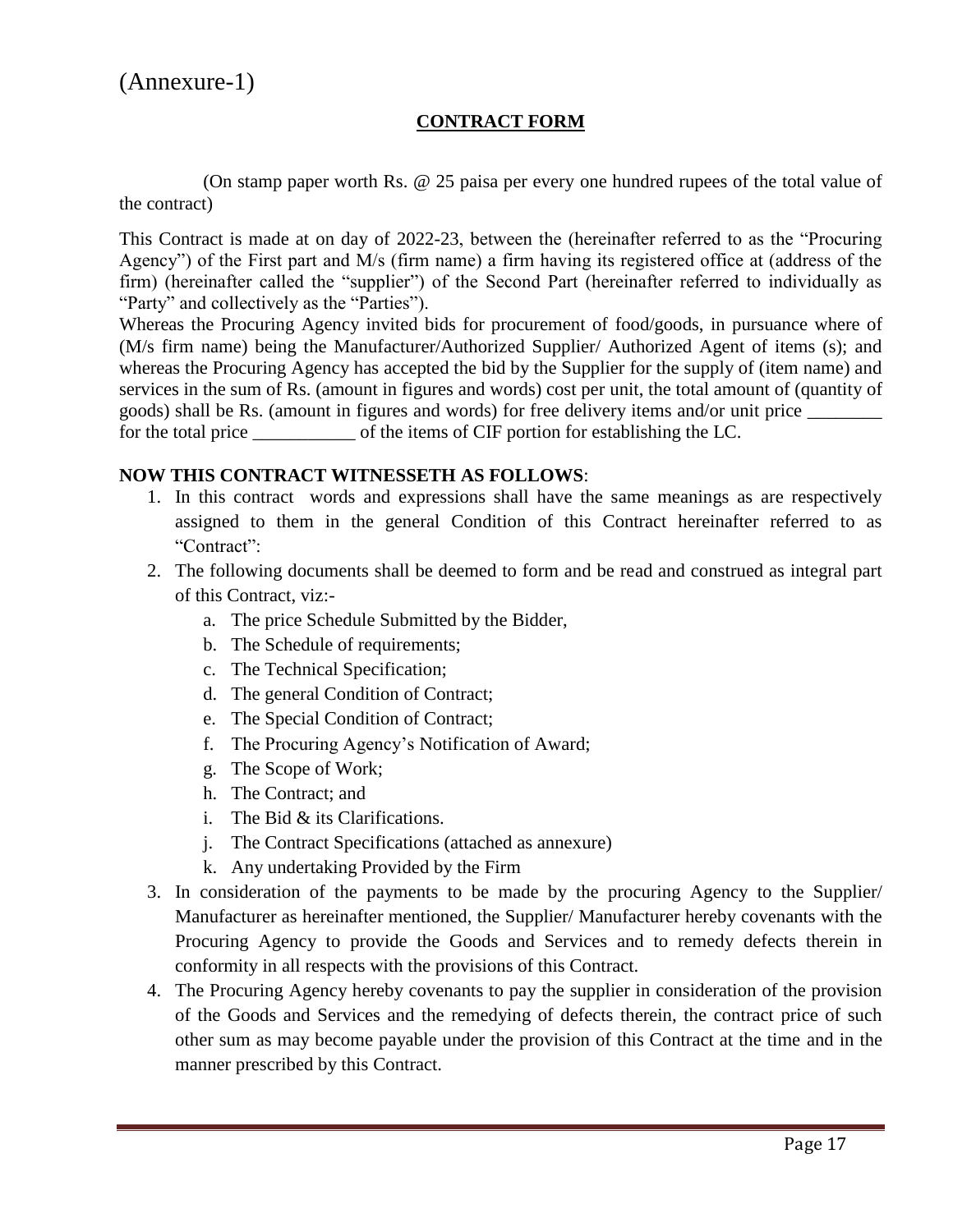(Annexure-1)

## CONTRACT FORM

(On stamp paper worth Rs. @ 25 paisa per every one hundred rupees of the total value of the contract)

This Contract is made at on day of 2022-23, between the (hereinafter referred to as the "Procuring Agency") of the First part and M/s (firm name) a firm having its registered office at (address of the firm) (hereinafter called the "supplier") of the Second Part (hereinafter referred to individually as "Party" and collectively as the "Parties").

Whereas the Procuring Agency invited bids for procurement of food/goods, in pursuance where of (M/s firm name) being the Manufacturer/Authorized Supplier/ Authorized Agent of items (s); and whereas the Procuring Agency has accepted the bid by the Supplier for the supply of (item name) and services in the sum of Rs. (amount in figures and words) cost per unit, the total amount of (quantity of goods) shall be Rs. (amount in figures and words) for free delivery items and/or unit price ________ for the total price ___________ of the items of CIF portion for establishing the LC.

**NOW THIS CONTRACT WITNESSETH AS FOLLOWS**:

1. In this contract words and expressions shall have the same meanings as are respectively assigned to them in the general Condition of this Contract hereinafter referred to as "Contract":
2. The following documents shall be deemed to form and be read and construed as integral part of this Contract, viz:-
   a. The price Schedule Submitted by the Bidder,
   b. The Schedule of requirements;
   c. The Technical Specification;
   d. The general Condition of Contract;
   e. The Special Condition of Contract;
   f. The Procuring Agency's Notification of Award;
   g. The Scope of Work;
   h. The Contract; and
   i. The Bid & its Clarifications.
   j. The Contract Specifications (attached as annexure)
   k. Any undertaking Provided by the Firm
3. In consideration of the payments to be made by the procuring Agency to the Supplier/ Manufacturer as hereinafter mentioned, the Supplier/ Manufacturer hereby covenants with the Procuring Agency to provide the Goods and Services and to remedy defects therein in conformity in all respects with the provisions of this Contract.
4. The Procuring Agency hereby covenants to pay the supplier in consideration of the provision of the Goods and Services and the remedying of defects therein, the contract price of such other sum as may become payable under the provision of this Contract at the time and in the manner prescribed by this Contract.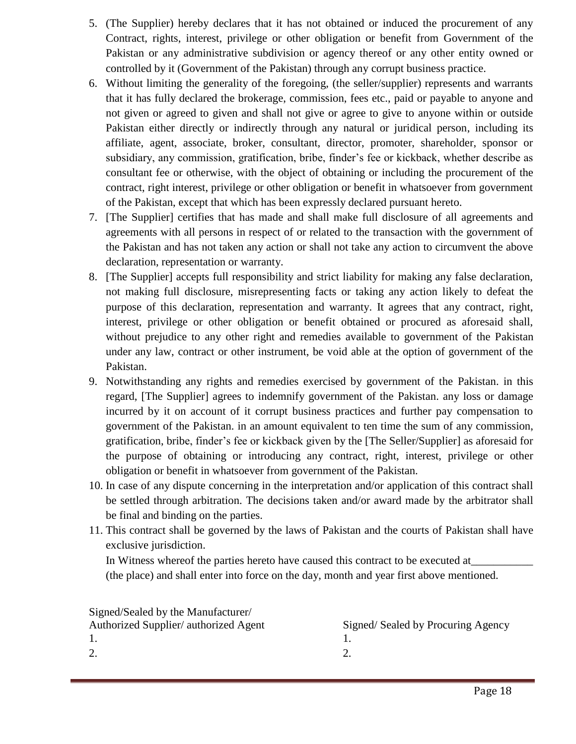5. (The Supplier) hereby declares that it has not obtained or induced the procurement of any Contract, rights, interest, privilege or other obligation or benefit from Government of the Pakistan or any administrative subdivision or agency thereof or any other entity owned or controlled by it (Government of the Pakistan) through any corrupt business practice.
6. Without limiting the generality of the foregoing, (the seller/supplier) represents and warrants that it has fully declared the brokerage, commission, fees etc., paid or payable to anyone and not given or agreed to given and shall not give or agree to give to anyone within or outside Pakistan either directly or indirectly through any natural or juridical person, including its affiliate, agent, associate, broker, consultant, director, promoter, shareholder, sponsor or subsidiary, any commission, gratification, bribe, finder's fee or kickback, whether describe as consultant fee or otherwise, with the object of obtaining or including the procurement of the contract, right interest, privilege or other obligation or benefit in whatsoever from government of the Pakistan, except that which has been expressly declared pursuant hereto.
7. [The Supplier] certifies that has made and shall make full disclosure of all agreements and agreements with all persons in respect of or related to the transaction with the government of the Pakistan and has not taken any action or shall not take any action to circumvent the above declaration, representation or warranty.
8. [The Supplier] accepts full responsibility and strict liability for making any false declaration, not making full disclosure, misrepresenting facts or taking any action likely to defeat the purpose of this declaration, representation and warranty. It agrees that any contract, right, interest, privilege or other obligation or benefit obtained or procured as aforesaid shall, without prejudice to any other right and remedies available to government of the Pakistan under any law, contract or other instrument, be void able at the option of government of the Pakistan.
9. Notwithstanding any rights and remedies exercised by government of the Pakistan. in this regard, [The Supplier] agrees to indemnify government of the Pakistan. any loss or damage incurred by it on account of it corrupt business practices and further pay compensation to government of the Pakistan. in an amount equivalent to ten time the sum of any commission, gratification, bribe, finder's fee or kickback given by the [The Seller/Supplier] as aforesaid for the purpose of obtaining or introducing any contract, right, interest, privilege or other obligation or benefit in whatsoever from government of the Pakistan.
10. In case of any dispute concerning in the interpretation and/or application of this contract shall be settled through arbitration. The decisions taken and/or award made by the arbitrator shall be final and binding on the parties.
11. This contract shall be governed by the laws of Pakistan and the courts of Pakistan shall have exclusive jurisdiction.

    In Witness whereof the parties hereto have caused this contract to be executed at___________ (the place) and shall enter into force on the day, month and year first above mentioned.

| Signed/Sealed by the Manufacturer/ Authorized Supplier/ authorized Agent | Signed/ Sealed by Procuring Agency |
|---|---|
| 1. | 1. |
| 2. | 2. |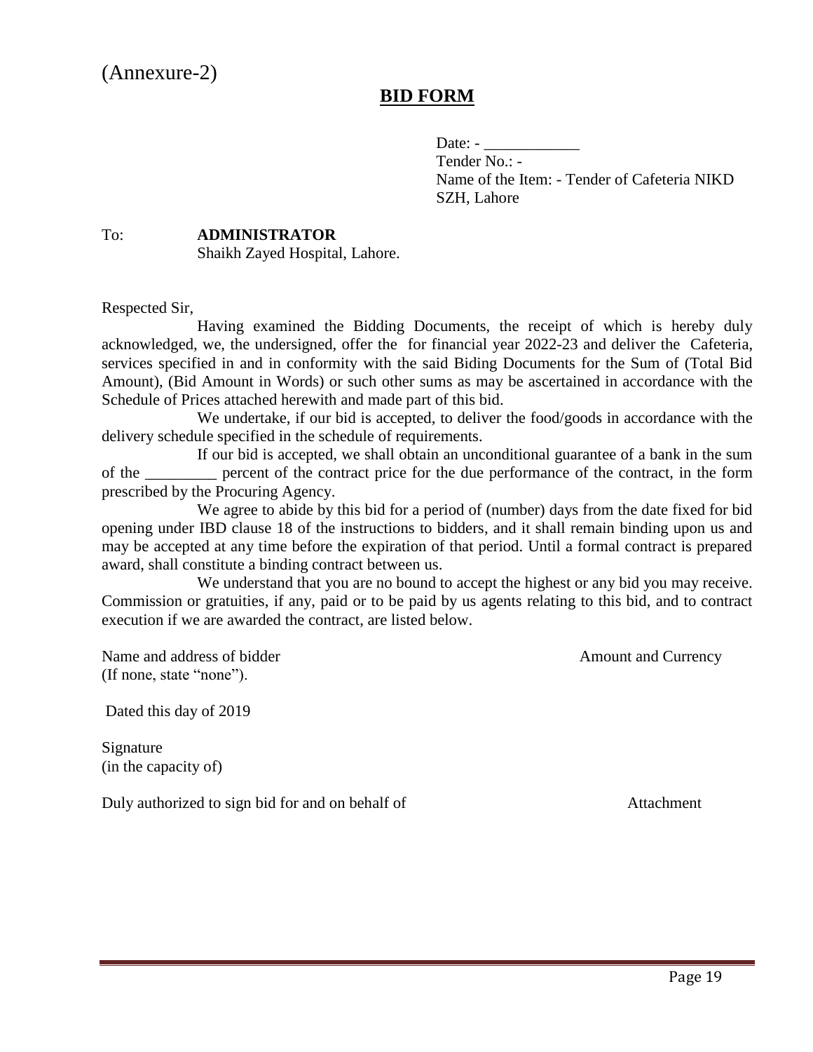(Annexure-2)

## BID FORM

Date: - ____________
Tender No.: -
Name of the Item: - Tender of Cafeteria NIKD SZH, Lahore

To: **ADMINISTRATOR**
Shaikh Zayed Hospital, Lahore.

Respected Sir,

Having examined the Bidding Documents, the receipt of which is hereby duly acknowledged, we, the undersigned, offer the for financial year 2022-23 and deliver the Cafeteria, services specified in and in conformity with the said Biding Documents for the Sum of (Total Bid Amount), (Bid Amount in Words) or such other sums as may be ascertained in accordance with the Schedule of Prices attached herewith and made part of this bid.

We undertake, if our bid is accepted, to deliver the food/goods in accordance with the delivery schedule specified in the schedule of requirements.

If our bid is accepted, we shall obtain an unconditional guarantee of a bank in the sum of the _________ percent of the contract price for the due performance of the contract, in the form prescribed by the Procuring Agency.

We agree to abide by this bid for a period of (number) days from the date fixed for bid opening under IBD clause 18 of the instructions to bidders, and it shall remain binding upon us and may be accepted at any time before the expiration of that period. Until a formal contract is prepared award, shall constitute a binding contract between us.

We understand that you are no bound to accept the highest or any bid you may receive. Commission or gratuities, if any, paid or to be paid by us agents relating to this bid, and to contract execution if we are awarded the contract, are listed below.

Name and address of bidder | Amount and Currency
(If none, state "none").

Dated this day of 2019

Signature
(in the capacity of)

Duly authorized to sign bid for and on behalf of | Attachment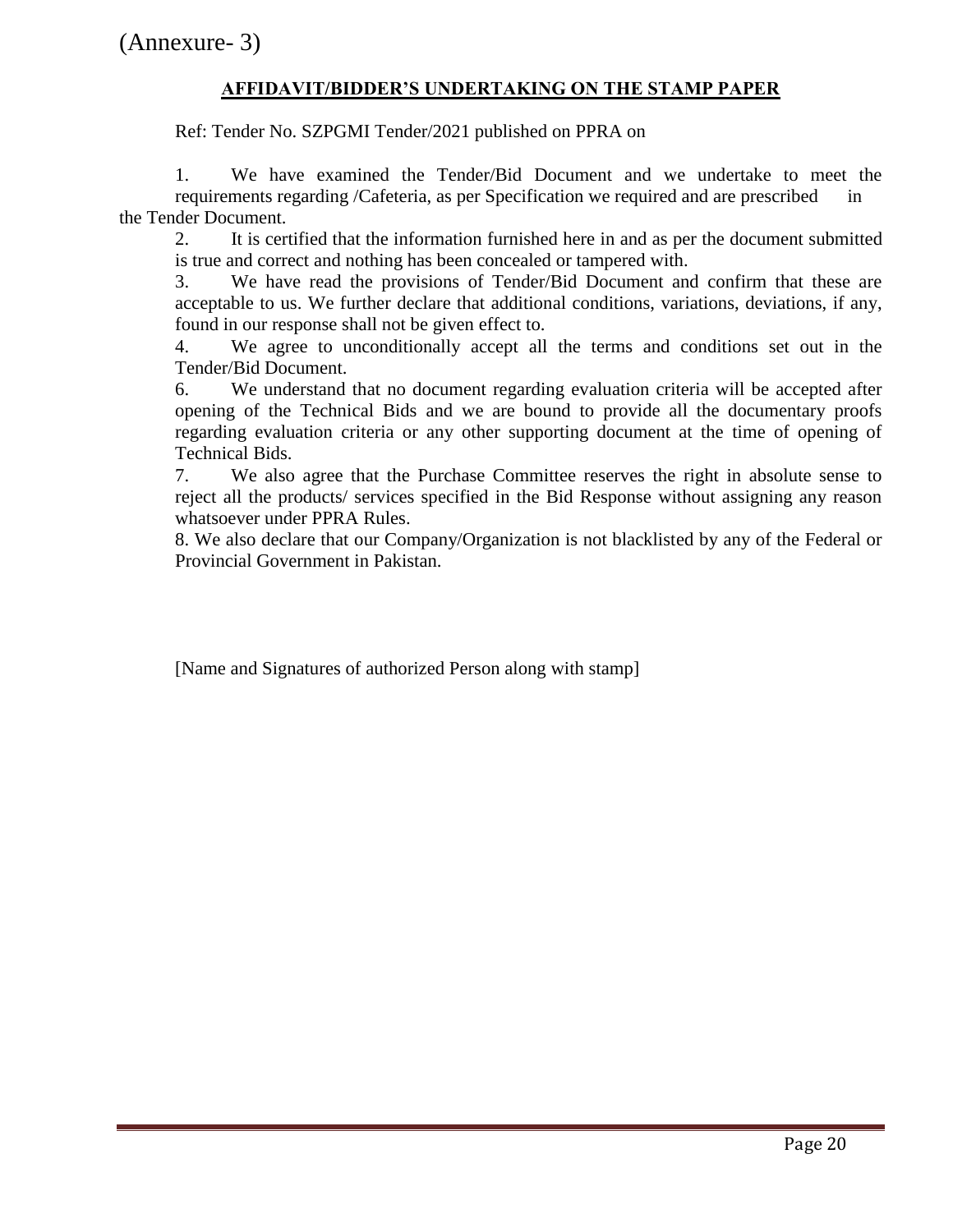(Annexure- 3)

## AFFIDAVIT/BIDDER'S UNDERTAKING ON THE STAMP PAPER

Ref: Tender No. SZPGMI Tender/2021 published on PPRA on

1. We have examined the Tender/Bid Document and we undertake to meet the requirements regarding /Cafeteria, as per Specification we required and are prescribed in the Tender Document.
2. It is certified that the information furnished here in and as per the document submitted is true and correct and nothing has been concealed or tampered with.
3. We have read the provisions of Tender/Bid Document and confirm that these are acceptable to us. We further declare that additional conditions, variations, deviations, if any, found in our response shall not be given effect to.
4. We agree to unconditionally accept all the terms and conditions set out in the Tender/Bid Document.

6. We understand that no document regarding evaluation criteria will be accepted after opening of the Technical Bids and we are bound to provide all the documentary proofs regarding evaluation criteria or any other supporting document at the time of opening of Technical Bids.
7. We also agree that the Purchase Committee reserves the right in absolute sense to reject all the products/ services specified in the Bid Response without assigning any reason whatsoever under PPRA Rules.
8. We also declare that our Company/Organization is not blacklisted by any of the Federal or Provincial Government in Pakistan.

[Name and Signatures of authorized Person along with stamp]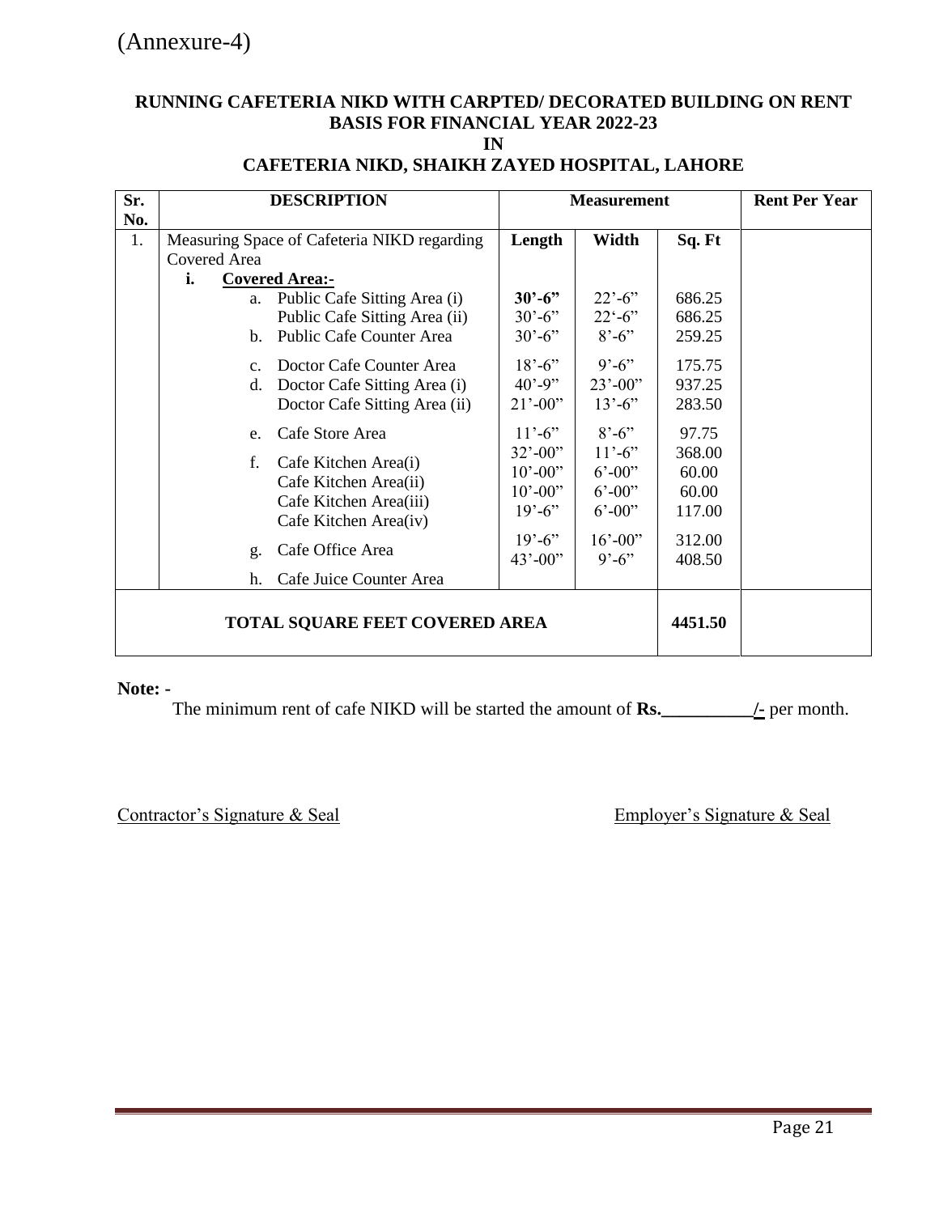(Annexure-4)

**RUNNING CAFETERIA NIKD WITH CARPTED/ DECORATED BUILDING ON RENT BASIS FOR FINANCIAL YEAR 2022-23**
**IN**
**CAFETERIA NIKD, SHAIKH ZAYED HOSPITAL, LAHORE**

| Sr. No. | DESCRIPTION | Measurement | | | Rent Per Year |
|---|---|---|---|---|---|
| 1. | Measuring Space of Cafeteria NIKD regarding Covered Area | **Length** | **Width** | **Sq. Ft** | |
| | **i. Covered Area:-** | | | | |
| | a. Public Cafe Sitting Area (i) | **30'-6"** | 22'-6" | 686.25 | |
| | Public Cafe Sitting Area (ii) | 30'-6" | 22'-6" | 686.25 | |
| | b. Public Cafe Counter Area | 30'-6" | 8'-6" | 259.25 | |
| | c. Doctor Cafe Counter Area | 18'-6" | 9'-6" | 175.75 | |
| | d. Doctor Cafe Sitting Area (i) | 40'-9" | 23'-00" | 937.25 | |
| | Doctor Cafe Sitting Area (ii) | 21'-00" | 13'-6" | 283.50 | |
| | e. Cafe Store Area | 11'-6" | 8'-6" | 97.75 | |
| | f. Cafe Kitchen Area(i) | 32'-00" | 11'-6" | 368.00 | |
| | Cafe Kitchen Area(ii) | 10'-00" | 6'-00" | 60.00 | |
| | Cafe Kitchen Area(iii) | 10'-00" | 6'-00" | 60.00 | |
| | Cafe Kitchen Area(iv) | 19'-6" | 6'-00" | 117.00 | |
| | g. Cafe Office Area | 19'-6" | 16'-00" | 312.00 | |
| | h. Cafe Juice Counter Area | 43'-00" | 9'-6" | 408.50 | |
| **TOTAL SQUARE FEET COVERED AREA** | | | | **4451.50** | |

**Note: -**

The minimum rent of cafe NIKD will be started the amount of **Rs.__________/-** per month.

Contractor's Signature & Seal

Employer's Signature & Seal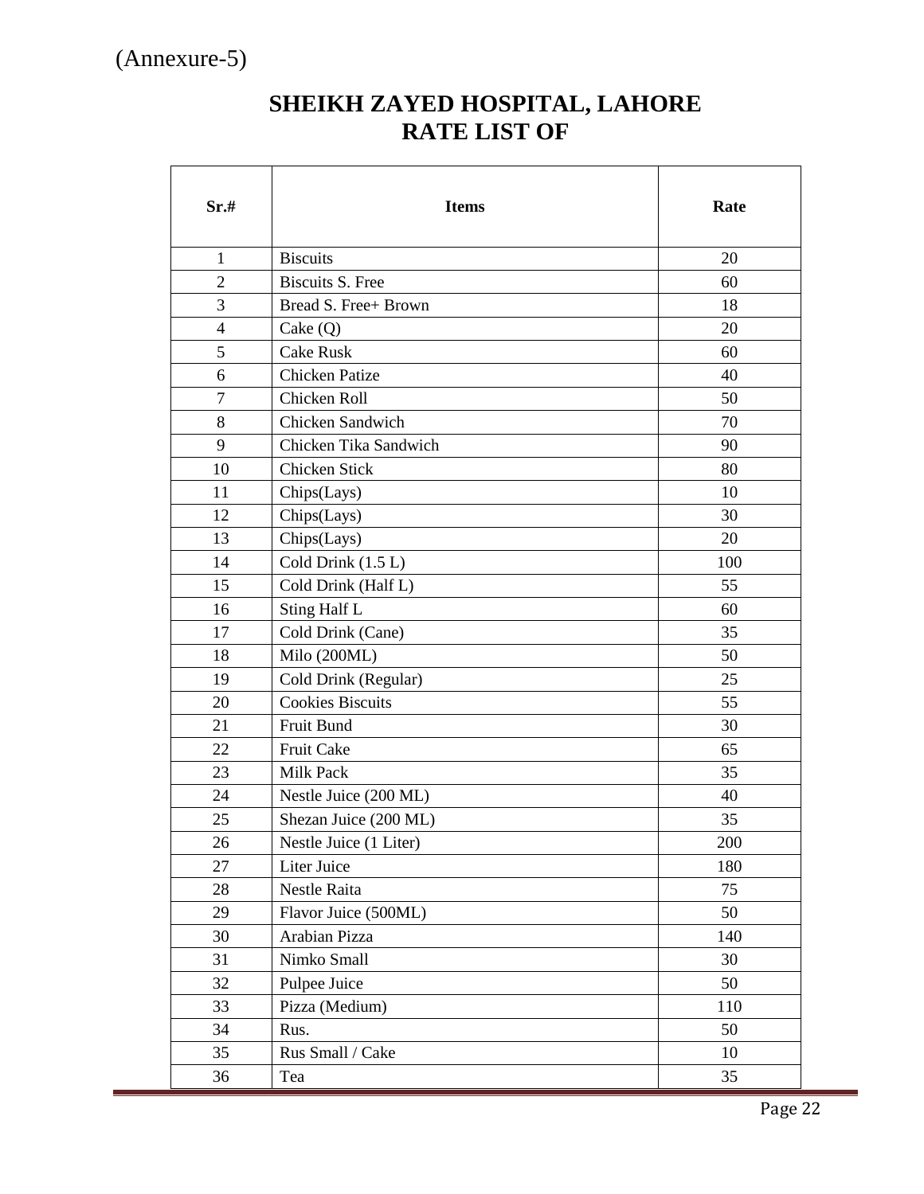(Annexure-5)

# SHEIKH ZAYED HOSPITAL, LAHORE
# RATE LIST OF

| Sr.# | Items | Rate |
|---|---|---|
| 1 | Biscuits | 20 |
| 2 | Biscuits S. Free | 60 |
| 3 | Bread S. Free+ Brown | 18 |
| 4 | Cake (Q) | 20 |
| 5 | Cake Rusk | 60 |
| 6 | Chicken Patize | 40 |
| 7 | Chicken Roll | 50 |
| 8 | Chicken Sandwich | 70 |
| 9 | Chicken Tika Sandwich | 90 |
| 10 | Chicken Stick | 80 |
| 11 | Chips(Lays) | 10 |
| 12 | Chips(Lays) | 30 |
| 13 | Chips(Lays) | 20 |
| 14 | Cold Drink (1.5 L) | 100 |
| 15 | Cold Drink (Half L) | 55 |
| 16 | Sting Half L | 60 |
| 17 | Cold Drink (Cane) | 35 |
| 18 | Milo (200ML) | 50 |
| 19 | Cold Drink (Regular) | 25 |
| 20 | Cookies Biscuits | 55 |
| 21 | Fruit Bund | 30 |
| 22 | Fruit Cake | 65 |
| 23 | Milk Pack | 35 |
| 24 | Nestle Juice (200 ML) | 40 |
| 25 | Shezan Juice (200 ML) | 35 |
| 26 | Nestle Juice (1 Liter) | 200 |
| 27 | Liter Juice | 180 |
| 28 | Nestle Raita | 75 |
| 29 | Flavor Juice (500ML) | 50 |
| 30 | Arabian Pizza | 140 |
| 31 | Nimko Small | 30 |
| 32 | Pulpee Juice | 50 |
| 33 | Pizza (Medium) | 110 |
| 34 | Rus. | 50 |
| 35 | Rus Small / Cake | 10 |
| 36 | Tea | 35 |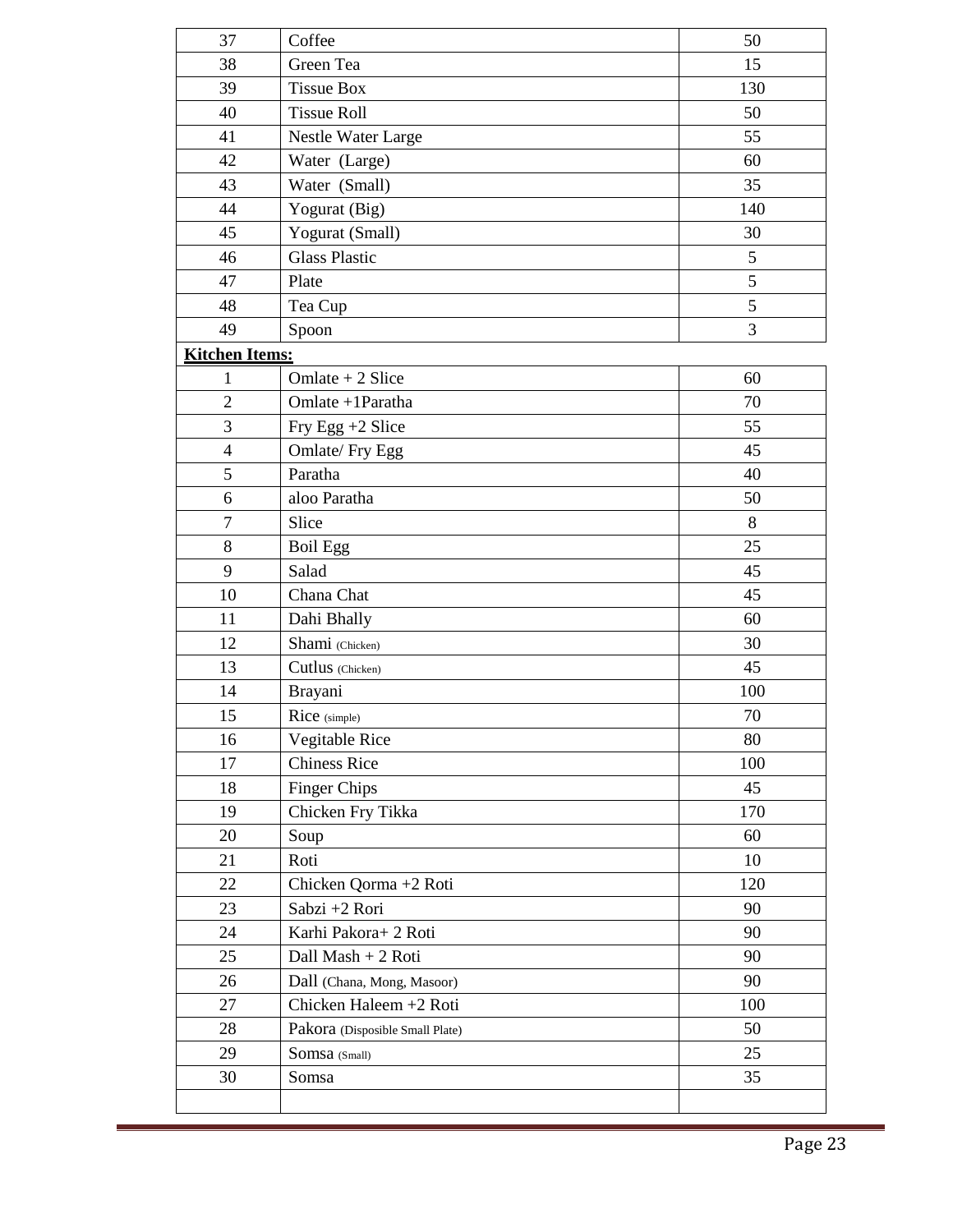| | | |
|---|---|---|
| 37 | Coffee | 50 |
| 38 | Green Tea | 15 |
| 39 | Tissue Box | 130 |
| 40 | Tissue Roll | 50 |
| 41 | Nestle Water Large | 55 |
| 42 | Water (Large) | 60 |
| 43 | Water (Small) | 35 |
| 44 | Yogurat (Big) | 140 |
| 45 | Yogurat (Small) | 30 |
| 46 | Glass Plastic | 5 |
| 47 | Plate | 5 |
| 48 | Tea Cup | 5 |
| 49 | Spoon | 3 |

**Kitchen Items:**

| | | |
|---|---|---|
| 1 | Omlate + 2 Slice | 60 |
| 2 | Omlate +1Paratha | 70 |
| 3 | Fry Egg +2 Slice | 55 |
| 4 | Omlate/ Fry Egg | 45 |
| 5 | Paratha | 40 |
| 6 | aloo Paratha | 50 |
| 7 | Slice | 8 |
| 8 | Boil Egg | 25 |
| 9 | Salad | 45 |
| 10 | Chana Chat | 45 |
| 11 | Dahi Bhally | 60 |
| 12 | Shami (Chicken) | 30 |
| 13 | Cutlus (Chicken) | 45 |
| 14 | Brayani | 100 |
| 15 | Rice (simple) | 70 |
| 16 | Vegitable Rice | 80 |
| 17 | Chiness Rice | 100 |
| 18 | Finger Chips | 45 |
| 19 | Chicken Fry Tikka | 170 |
| 20 | Soup | 60 |
| 21 | Roti | 10 |
| 22 | Chicken Qorma +2 Roti | 120 |
| 23 | Sabzi +2 Rori | 90 |
| 24 | Karhi Pakora+ 2 Roti | 90 |
| 25 | Dall Mash + 2 Roti | 90 |
| 26 | Dall (Chana, Mong, Masoor) | 90 |
| 27 | Chicken Haleem +2 Roti | 100 |
| 28 | Pakora (Disposible Small Plate) | 50 |
| 29 | Somsa (Small) | 25 |
| 30 | Somsa | 35 |
| | | |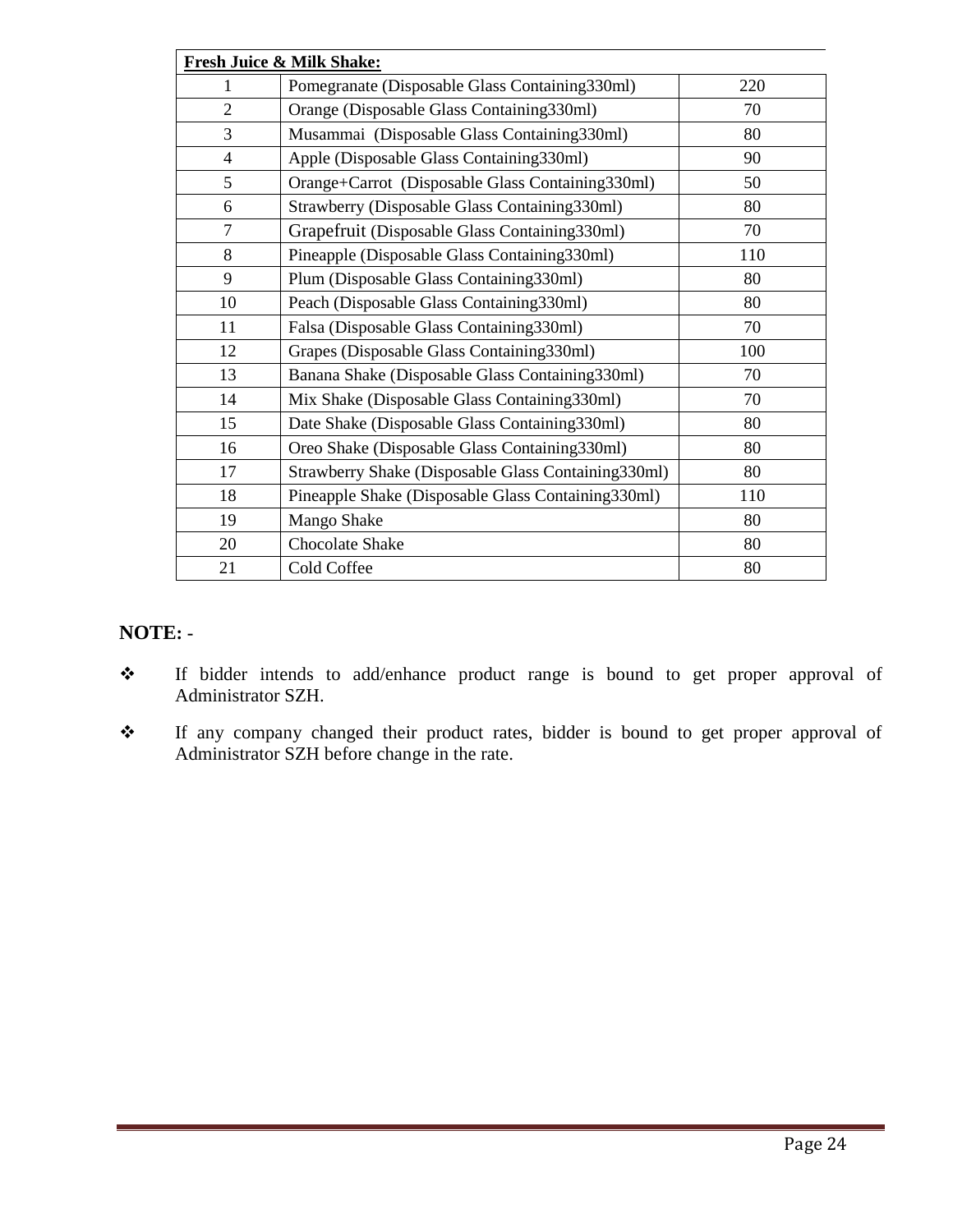| Fresh Juice & Milk Shake: | | |
|---|---|---|
| 1 | Pomegranate (Disposable Glass Containing330ml) | 220 |
| 2 | Orange (Disposable Glass Containing330ml) | 70 |
| 3 | Musammai (Disposable Glass Containing330ml) | 80 |
| 4 | Apple (Disposable Glass Containing330ml) | 90 |
| 5 | Orange+Carrot (Disposable Glass Containing330ml) | 50 |
| 6 | Strawberry (Disposable Glass Containing330ml) | 80 |
| 7 | Grapefruit (Disposable Glass Containing330ml) | 70 |
| 8 | Pineapple (Disposable Glass Containing330ml) | 110 |
| 9 | Plum (Disposable Glass Containing330ml) | 80 |
| 10 | Peach (Disposable Glass Containing330ml) | 80 |
| 11 | Falsa (Disposable Glass Containing330ml) | 70 |
| 12 | Grapes (Disposable Glass Containing330ml) | 100 |
| 13 | Banana Shake (Disposable Glass Containing330ml) | 70 |
| 14 | Mix Shake (Disposable Glass Containing330ml) | 70 |
| 15 | Date Shake (Disposable Glass Containing330ml) | 80 |
| 16 | Oreo Shake (Disposable Glass Containing330ml) | 80 |
| 17 | Strawberry Shake (Disposable Glass Containing330ml) | 80 |
| 18 | Pineapple Shake (Disposable Glass Containing330ml) | 110 |
| 19 | Mango Shake | 80 |
| 20 | Chocolate Shake | 80 |
| 21 | Cold Coffee | 80 |

**NOTE: -**

- If bidder intends to add/enhance product range is bound to get proper approval of Administrator SZH.
- If any company changed their product rates, bidder is bound to get proper approval of Administrator SZH before change in the rate.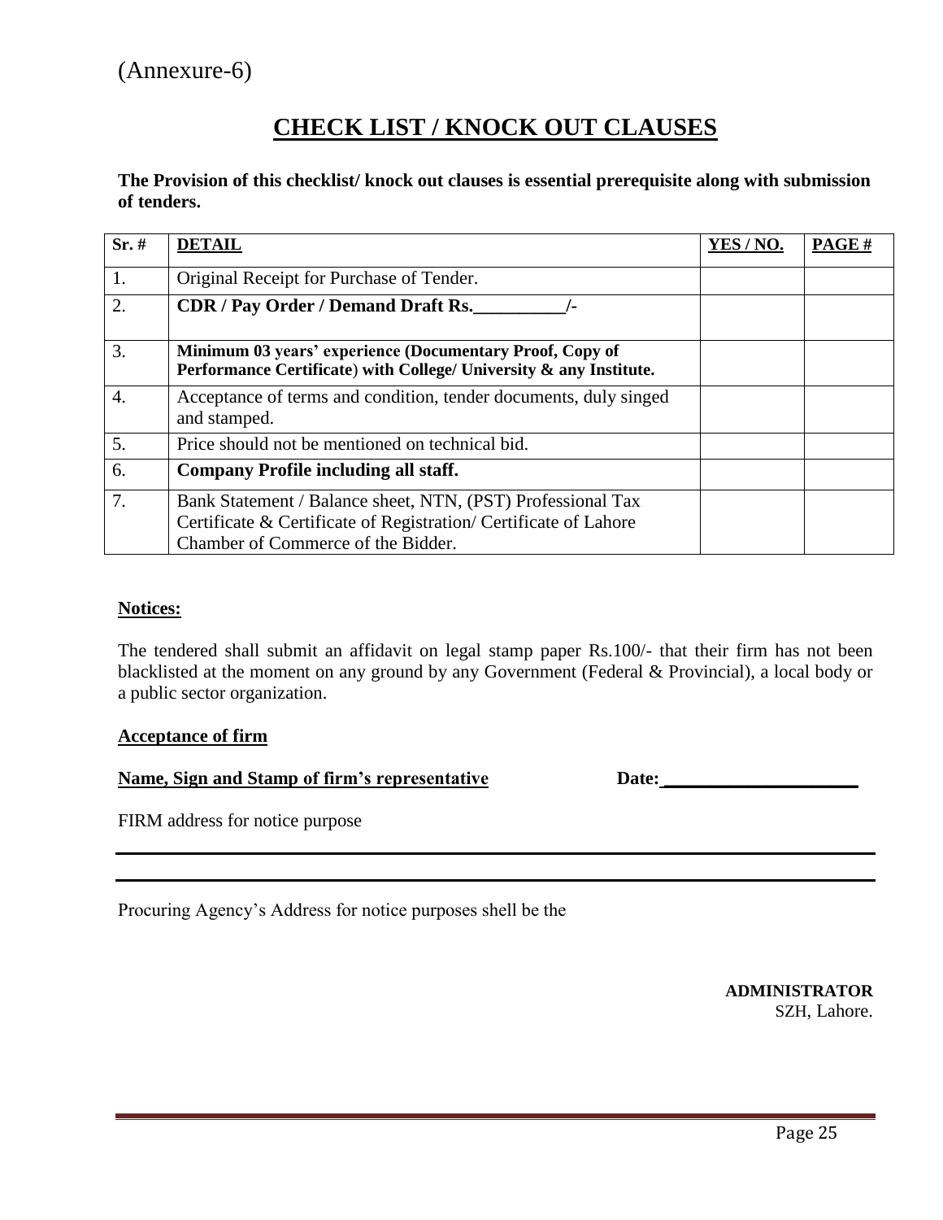(Annexure-6)

# CHECK LIST / KNOCK OUT CLAUSES

**The Provision of this checklist/ knock out clauses is essential prerequisite along with submission of tenders.**

| Sr. # | DETAIL | YES / NO. | PAGE # |
|---|---|---|---|
| 1. | Original Receipt for Purchase of Tender. | | |
| 2. | **CDR / Pay Order / Demand Draft Rs.__________/-** | | |
| 3. | **Minimum 03 years' experience (Documentary Proof, Copy of Performance Certificate) with College/ University & any Institute.** | | |
| 4. | Acceptance of terms and condition, tender documents, duly singed and stamped. | | |
| 5. | Price should not be mentioned on technical bid. | | |
| 6. | **Company Profile including all staff.** | | |
| 7. | Bank Statement / Balance sheet, NTN, (PST) Professional Tax Certificate & Certificate of Registration/ Certificate of Lahore Chamber of Commerce of the Bidder. | | |

**Notices:**

The tendered shall submit an affidavit on legal stamp paper Rs.100/- that their firm has not been blacklisted at the moment on any ground by any Government (Federal & Provincial), a local body or a public sector organization.

**Acceptance of firm**

**Name, Sign and Stamp of firm's representative** **Date:_____________________**

FIRM address for notice purpose

_______________________________________________________________

_______________________________________________________________

Procuring Agency's Address for notice purposes shell be the

**ADMINISTRATOR**
SZH, Lahore.